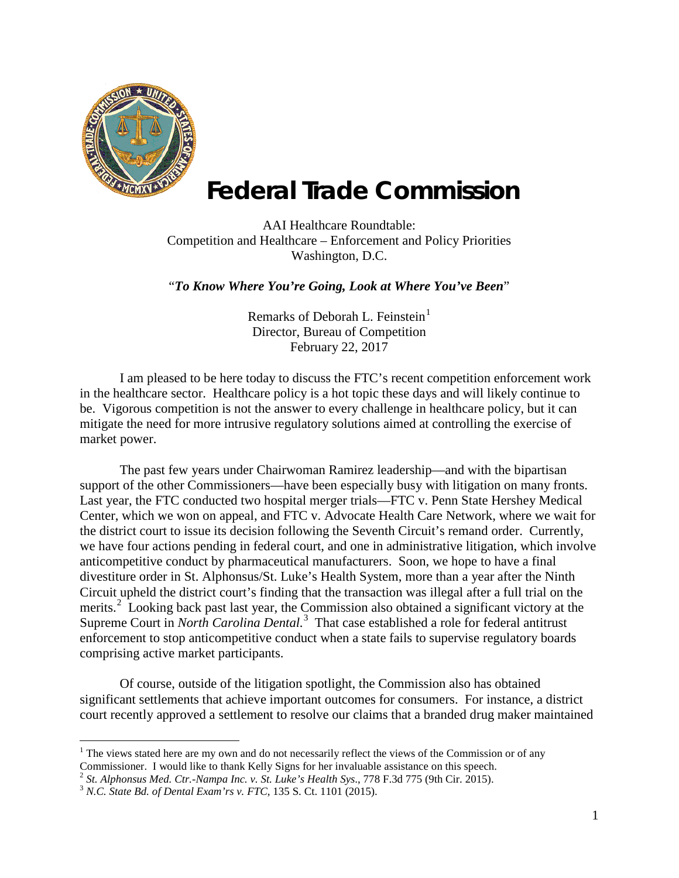# Federal Trade Commission

AAI Healthcare Roundtable:
Competition and Healthcare – Enforcement and Policy Priorities
Washington, D.C.

"***To Know Where You're Going, Look at Where You've Been***"

Remarks of Deborah L. Feinstein[1]
Director, Bureau of Competition
February 22, 2017

I am pleased to be here today to discuss the FTC's recent competition enforcement work in the healthcare sector. Healthcare policy is a hot topic these days and will likely continue to be. Vigorous competition is not the answer to every challenge in healthcare policy, but it can mitigate the need for more intrusive regulatory solutions aimed at controlling the exercise of market power.

The past few years under Chairwoman Ramirez leadership—and with the bipartisan support of the other Commissioners—have been especially busy with litigation on many fronts. Last year, the FTC conducted two hospital merger trials—FTC v. Penn State Hershey Medical Center, which we won on appeal, and FTC v. Advocate Health Care Network, where we wait for the district court to issue its decision following the Seventh Circuit's remand order. Currently, we have four actions pending in federal court, and one in administrative litigation, which involve anticompetitive conduct by pharmaceutical manufacturers. Soon, we hope to have a final divestiture order in St. Alphonsus/St. Luke's Health System, more than a year after the Ninth Circuit upheld the district court's finding that the transaction was illegal after a full trial on the merits.[2] Looking back past last year, the Commission also obtained a significant victory at the Supreme Court in *North Carolina Dental.*[3] That case established a role for federal antitrust enforcement to stop anticompetitive conduct when a state fails to supervise regulatory boards comprising active market participants.

Of course, outside of the litigation spotlight, the Commission also has obtained significant settlements that achieve important outcomes for consumers. For instance, a district court recently approved a settlement to resolve our claims that a branded drug maker maintained

---

[1] The views stated here are my own and do not necessarily reflect the views of the Commission or of any Commissioner. I would like to thank Kelly Signs for her invaluable assistance on this speech.

[2] *St. Alphonsus Med. Ctr.-Nampa Inc. v. St. Luke's Health Sys*., 778 F.3d 775 (9th Cir. 2015).

[3] *N.C. State Bd. of Dental Exam'rs v. FTC*, 135 S. Ct. 1101 (2015).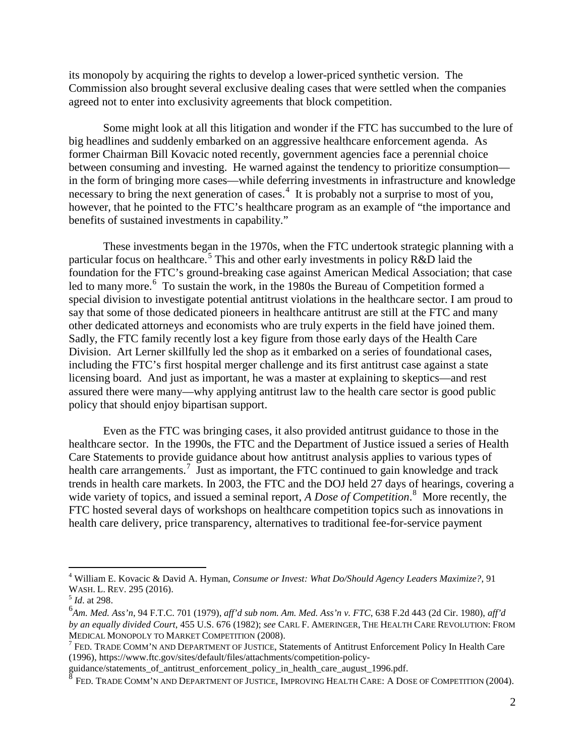its monopoly by acquiring the rights to develop a lower-priced synthetic version. The Commission also brought several exclusive dealing cases that were settled when the companies agreed not to enter into exclusivity agreements that block competition.

Some might look at all this litigation and wonder if the FTC has succumbed to the lure of big headlines and suddenly embarked on an aggressive healthcare enforcement agenda. As former Chairman Bill Kovacic noted recently, government agencies face a perennial choice between consuming and investing. He warned against the tendency to prioritize consumption—in the form of bringing more cases—while deferring investments in infrastructure and knowledge necessary to bring the next generation of cases.[4] It is probably not a surprise to most of you, however, that he pointed to the FTC's healthcare program as an example of "the importance and benefits of sustained investments in capability."

These investments began in the 1970s, when the FTC undertook strategic planning with a particular focus on healthcare.[5] This and other early investments in policy R&D laid the foundation for the FTC's ground-breaking case against American Medical Association; that case led to many more.[6] To sustain the work, in the 1980s the Bureau of Competition formed a special division to investigate potential antitrust violations in the healthcare sector. I am proud to say that some of those dedicated pioneers in healthcare antitrust are still at the FTC and many other dedicated attorneys and economists who are truly experts in the field have joined them. Sadly, the FTC family recently lost a key figure from those early days of the Health Care Division. Art Lerner skillfully led the shop as it embarked on a series of foundational cases, including the FTC's first hospital merger challenge and its first antitrust case against a state licensing board. And just as important, he was a master at explaining to skeptics—and rest assured there were many—why applying antitrust law to the health care sector is good public policy that should enjoy bipartisan support.

Even as the FTC was bringing cases, it also provided antitrust guidance to those in the healthcare sector. In the 1990s, the FTC and the Department of Justice issued a series of Health Care Statements to provide guidance about how antitrust analysis applies to various types of health care arrangements.[7] Just as important, the FTC continued to gain knowledge and track trends in health care markets. In 2003, the FTC and the DOJ held 27 days of hearings, covering a wide variety of topics, and issued a seminal report, *A Dose of Competition*.[8] More recently, the FTC hosted several days of workshops on healthcare competition topics such as innovations in health care delivery, price transparency, alternatives to traditional fee-for-service payment

---

[4] William E. Kovacic & David A. Hyman, *Consume or Invest: What Do/Should Agency Leaders Maximize?*, 91 WASH. L. REV. 295 (2016).

[5] *Id*. at 298.

[6] *Am. Med. Ass'n*, 94 F.T.C. 701 (1979), *aff'd sub nom. Am. Med. Ass'n v. FTC*, 638 F.2d 443 (2d Cir. 1980), *aff'd by an equally divided Court*, 455 U.S. 676 (1982); *see* CARL F. AMERINGER, THE HEALTH CARE REVOLUTION: FROM MEDICAL MONOPOLY TO MARKET COMPETITION (2008).

[7] FED. TRADE COMM'N AND DEPARTMENT OF JUSTICE, Statements of Antitrust Enforcement Policy In Health Care (1996), https://www.ftc.gov/sites/default/files/attachments/competition-policy-guidance/statements_of_antitrust_enforcement_policy_in_health_care_august_1996.pdf.

[8] FED. TRADE COMM'N AND DEPARTMENT OF JUSTICE, IMPROVING HEALTH CARE: A DOSE OF COMPETITION (2004).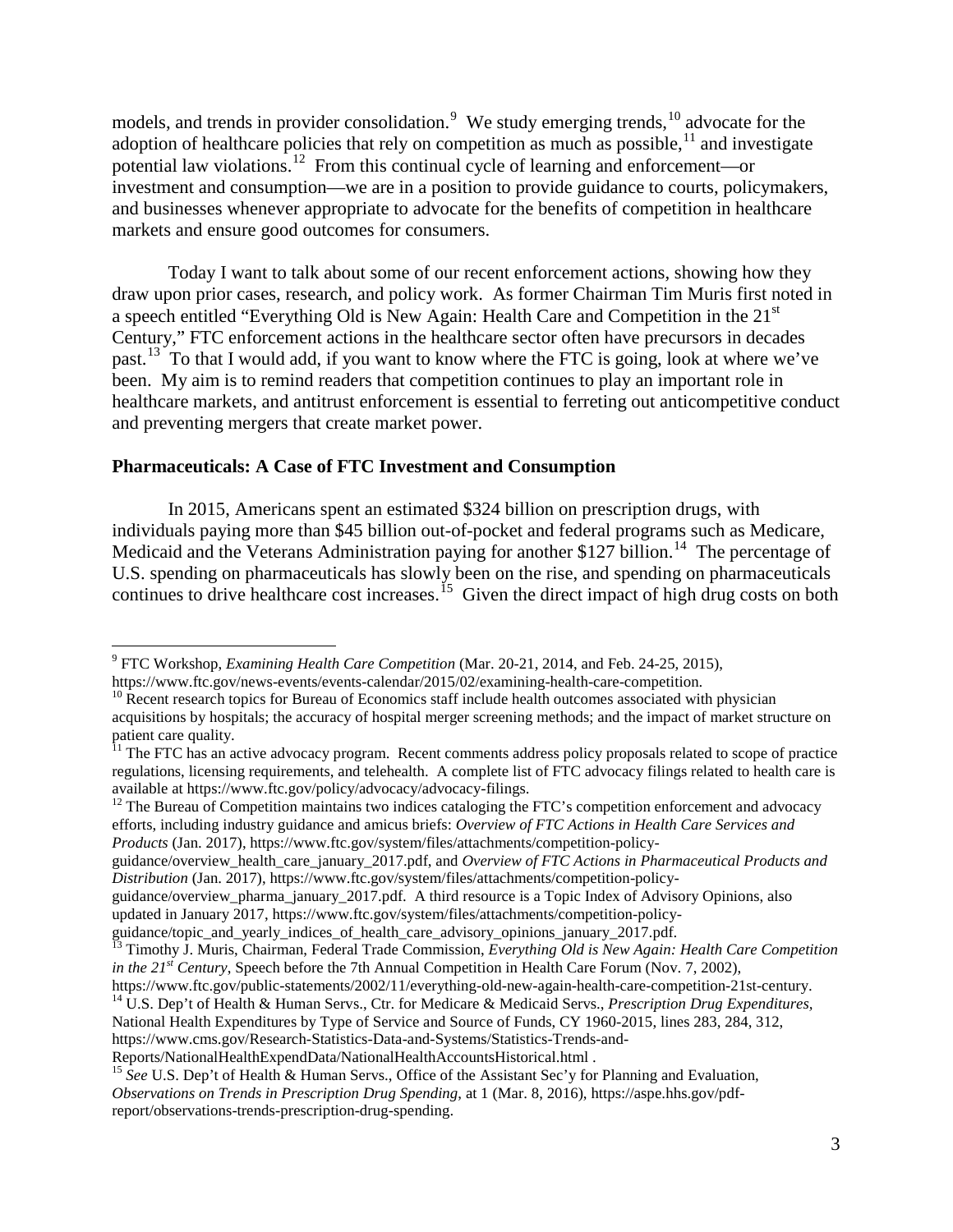models, and trends in provider consolidation.[9] We study emerging trends,[10] advocate for the adoption of healthcare policies that rely on competition as much as possible,[11] and investigate potential law violations.[12] From this continual cycle of learning and enforcement—or investment and consumption—we are in a position to provide guidance to courts, policymakers, and businesses whenever appropriate to advocate for the benefits of competition in healthcare markets and ensure good outcomes for consumers.

Today I want to talk about some of our recent enforcement actions, showing how they draw upon prior cases, research, and policy work. As former Chairman Tim Muris first noted in a speech entitled "Everything Old is New Again: Health Care and Competition in the 21st Century," FTC enforcement actions in the healthcare sector often have precursors in decades past.[13] To that I would add, if you want to know where the FTC is going, look at where we've been. My aim is to remind readers that competition continues to play an important role in healthcare markets, and antitrust enforcement is essential to ferreting out anticompetitive conduct and preventing mergers that create market power.

**Pharmaceuticals: A Case of FTC Investment and Consumption**

In 2015, Americans spent an estimated $324 billion on prescription drugs, with individuals paying more than $45 billion out-of-pocket and federal programs such as Medicare, Medicaid and the Veterans Administration paying for another $127 billion.[14] The percentage of U.S. spending on pharmaceuticals has slowly been on the rise, and spending on pharmaceuticals continues to drive healthcare cost increases.[15] Given the direct impact of high drug costs on both

---

[9] FTC Workshop, *Examining Health Care Competition* (Mar. 20-21, 2014, and Feb. 24-25, 2015), https://www.ftc.gov/news-events/events-calendar/2015/02/examining-health-care-competition.

[10] Recent research topics for Bureau of Economics staff include health outcomes associated with physician acquisitions by hospitals; the accuracy of hospital merger screening methods; and the impact of market structure on patient care quality.

[11] The FTC has an active advocacy program. Recent comments address policy proposals related to scope of practice regulations, licensing requirements, and telehealth. A complete list of FTC advocacy filings related to health care is available at https://www.ftc.gov/policy/advocacy/advocacy-filings.

[12] The Bureau of Competition maintains two indices cataloging the FTC's competition enforcement and advocacy efforts, including industry guidance and amicus briefs: *Overview of FTC Actions in Health Care Services and Products* (Jan. 2017), https://www.ftc.gov/system/files/attachments/competition-policy-guidance/overview_health_care_january_2017.pdf, and *Overview of FTC Actions in Pharmaceutical Products and Distribution* (Jan. 2017), https://www.ftc.gov/system/files/attachments/competition-policy-guidance/overview_pharma_january_2017.pdf. A third resource is a Topic Index of Advisory Opinions, also updated in January 2017, https://www.ftc.gov/system/files/attachments/competition-policy-guidance/topic_and_yearly_indices_of_health_care_advisory_opinions_january_2017.pdf.

[13] Timothy J. Muris, Chairman, Federal Trade Commission, *Everything Old is New Again: Health Care Competition in the 21st Century*, Speech before the 7th Annual Competition in Health Care Forum (Nov. 7, 2002), https://www.ftc.gov/public-statements/2002/11/everything-old-new-again-health-care-competition-21st-century.

[14] U.S. Dep't of Health & Human Servs., Ctr. for Medicare & Medicaid Servs., *Prescription Drug Expenditures*, National Health Expenditures by Type of Service and Source of Funds, CY 1960-2015, lines 283, 284, 312, https://www.cms.gov/Research-Statistics-Data-and-Systems/Statistics-Trends-and-Reports/NationalHealthExpendData/NationalHealthAccountsHistorical.html .

[15] *See* U.S. Dep't of Health & Human Servs., Office of the Assistant Sec'y for Planning and Evaluation, *Observations on Trends in Prescription Drug Spending*, at 1 (Mar. 8, 2016), https://aspe.hhs.gov/pdf-report/observations-trends-prescription-drug-spending.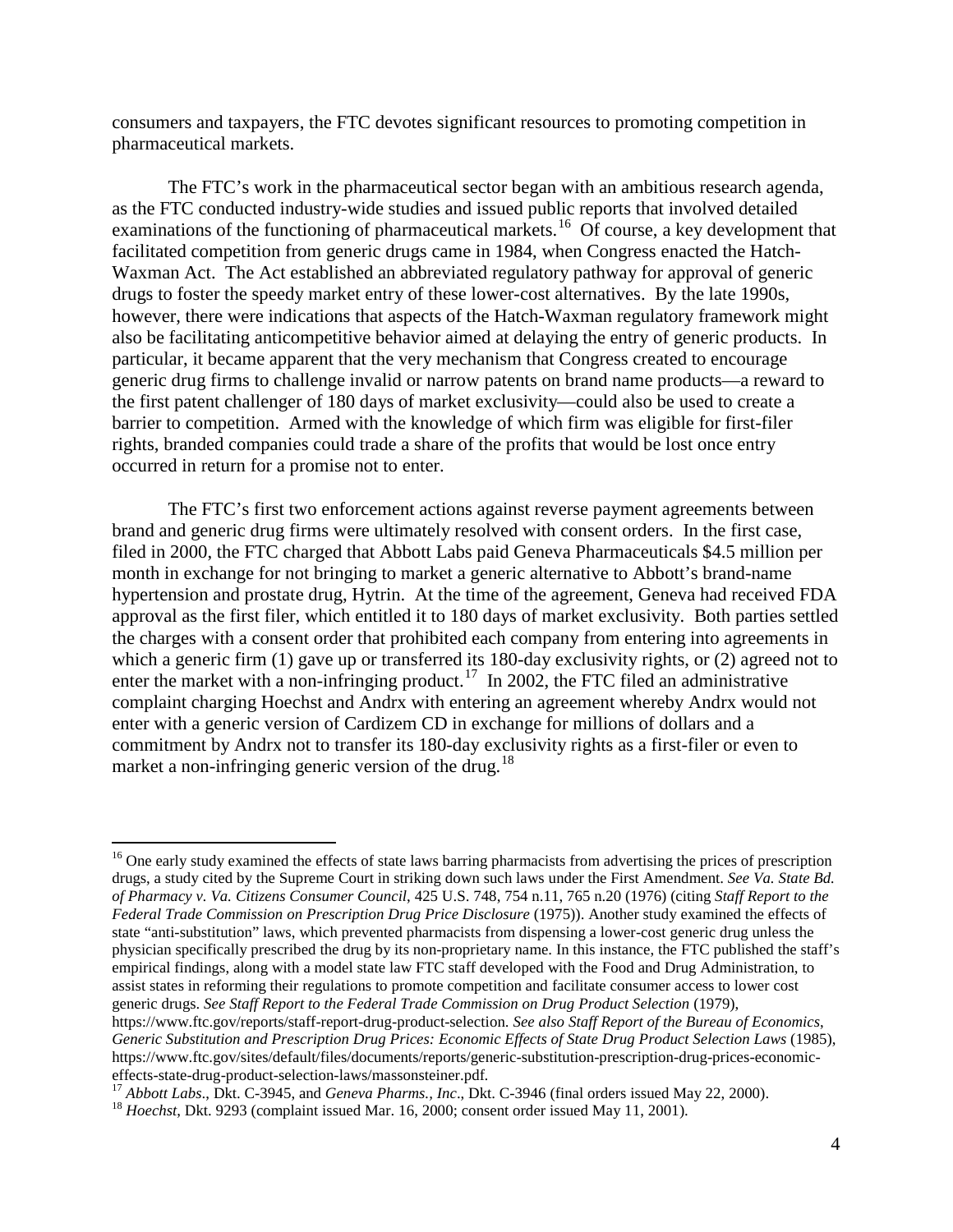consumers and taxpayers, the FTC devotes significant resources to promoting competition in pharmaceutical markets.

The FTC's work in the pharmaceutical sector began with an ambitious research agenda, as the FTC conducted industry-wide studies and issued public reports that involved detailed examinations of the functioning of pharmaceutical markets.[16] Of course, a key development that facilitated competition from generic drugs came in 1984, when Congress enacted the Hatch-Waxman Act. The Act established an abbreviated regulatory pathway for approval of generic drugs to foster the speedy market entry of these lower-cost alternatives. By the late 1990s, however, there were indications that aspects of the Hatch-Waxman regulatory framework might also be facilitating anticompetitive behavior aimed at delaying the entry of generic products. In particular, it became apparent that the very mechanism that Congress created to encourage generic drug firms to challenge invalid or narrow patents on brand name products—a reward to the first patent challenger of 180 days of market exclusivity—could also be used to create a barrier to competition. Armed with the knowledge of which firm was eligible for first-filer rights, branded companies could trade a share of the profits that would be lost once entry occurred in return for a promise not to enter.

The FTC's first two enforcement actions against reverse payment agreements between brand and generic drug firms were ultimately resolved with consent orders. In the first case, filed in 2000, the FTC charged that Abbott Labs paid Geneva Pharmaceuticals $4.5 million per month in exchange for not bringing to market a generic alternative to Abbott's brand-name hypertension and prostate drug, Hytrin. At the time of the agreement, Geneva had received FDA approval as the first filer, which entitled it to 180 days of market exclusivity. Both parties settled the charges with a consent order that prohibited each company from entering into agreements in which a generic firm (1) gave up or transferred its 180-day exclusivity rights, or (2) agreed not to enter the market with a non-infringing product.[17] In 2002, the FTC filed an administrative complaint charging Hoechst and Andrx with entering an agreement whereby Andrx would not enter with a generic version of Cardizem CD in exchange for millions of dollars and a commitment by Andrx not to transfer its 180-day exclusivity rights as a first-filer or even to market a non-infringing generic version of the drug.[18]

---

[16] One early study examined the effects of state laws barring pharmacists from advertising the prices of prescription drugs, a study cited by the Supreme Court in striking down such laws under the First Amendment. *See Va. State Bd. of Pharmacy v. Va. Citizens Consumer Council*, 425 U.S. 748, 754 n.11, 765 n.20 (1976) (citing *Staff Report to the Federal Trade Commission on Prescription Drug Price Disclosure* (1975)). Another study examined the effects of state "anti-substitution" laws, which prevented pharmacists from dispensing a lower-cost generic drug unless the physician specifically prescribed the drug by its non-proprietary name. In this instance, the FTC published the staff's empirical findings, along with a model state law FTC staff developed with the Food and Drug Administration, to assist states in reforming their regulations to promote competition and facilitate consumer access to lower cost generic drugs. *See Staff Report to the Federal Trade Commission on Drug Product Selection* (1979), https://www.ftc.gov/reports/staff-report-drug-product-selection. *See also Staff Report of the Bureau of Economics, Generic Substitution and Prescription Drug Prices: Economic Effects of State Drug Product Selection Laws* (1985), https://www.ftc.gov/sites/default/files/documents/reports/generic-substitution-prescription-drug-prices-economic-effects-state-drug-product-selection-laws/massonsteiner.pdf.

[17] *Abbott Labs*., Dkt. C-3945, and *Geneva Pharms., Inc*., Dkt. C-3946 (final orders issued May 22, 2000).

[18] *Hoechst*, Dkt. 9293 (complaint issued Mar. 16, 2000; consent order issued May 11, 2001).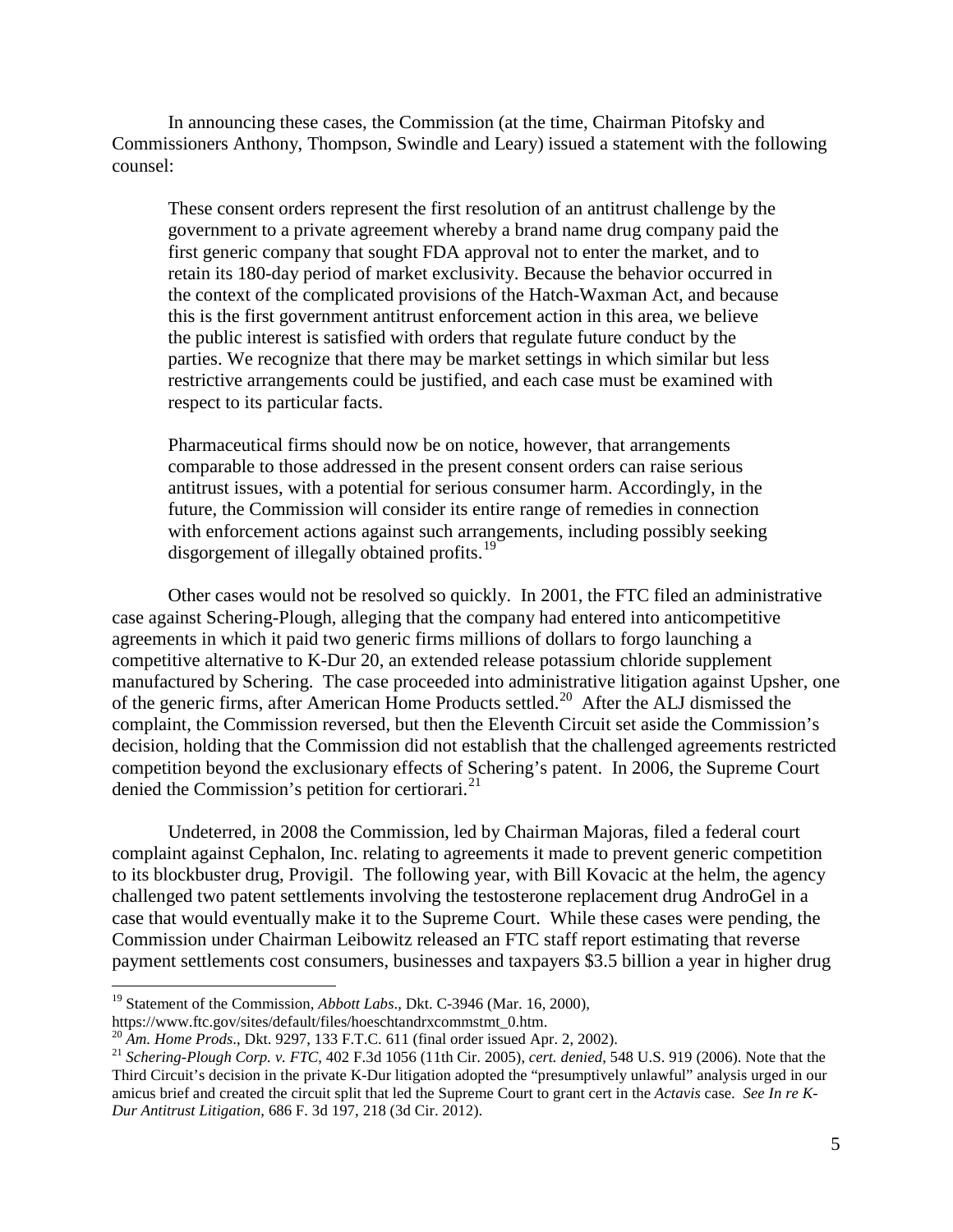In announcing these cases, the Commission (at the time, Chairman Pitofsky and Commissioners Anthony, Thompson, Swindle and Leary) issued a statement with the following counsel:

> These consent orders represent the first resolution of an antitrust challenge by the government to a private agreement whereby a brand name drug company paid the first generic company that sought FDA approval not to enter the market, and to retain its 180-day period of market exclusivity. Because the behavior occurred in the context of the complicated provisions of the Hatch-Waxman Act, and because this is the first government antitrust enforcement action in this area, we believe the public interest is satisfied with orders that regulate future conduct by the parties. We recognize that there may be market settings in which similar but less restrictive arrangements could be justified, and each case must be examined with respect to its particular facts.
>
> Pharmaceutical firms should now be on notice, however, that arrangements comparable to those addressed in the present consent orders can raise serious antitrust issues, with a potential for serious consumer harm. Accordingly, in the future, the Commission will consider its entire range of remedies in connection with enforcement actions against such arrangements, including possibly seeking disgorgement of illegally obtained profits.[19]

Other cases would not be resolved so quickly. In 2001, the FTC filed an administrative case against Schering-Plough, alleging that the company had entered into anticompetitive agreements in which it paid two generic firms millions of dollars to forgo launching a competitive alternative to K-Dur 20, an extended release potassium chloride supplement manufactured by Schering. The case proceeded into administrative litigation against Upsher, one of the generic firms, after American Home Products settled.[20] After the ALJ dismissed the complaint, the Commission reversed, but then the Eleventh Circuit set aside the Commission's decision, holding that the Commission did not establish that the challenged agreements restricted competition beyond the exclusionary effects of Schering's patent. In 2006, the Supreme Court denied the Commission's petition for certiorari.[21]

Undeterred, in 2008 the Commission, led by Chairman Majoras, filed a federal court complaint against Cephalon, Inc. relating to agreements it made to prevent generic competition to its blockbuster drug, Provigil. The following year, with Bill Kovacic at the helm, the agency challenged two patent settlements involving the testosterone replacement drug AndroGel in a case that would eventually make it to the Supreme Court. While these cases were pending, the Commission under Chairman Leibowitz released an FTC staff report estimating that reverse payment settlements cost consumers, businesses and taxpayers $3.5 billion a year in higher drug

---

[19] Statement of the Commission, *Abbott Labs*., Dkt. C-3946 (Mar. 16, 2000), https://www.ftc.gov/sites/default/files/hoeschtandrxcommstmt_0.htm.

[20] *Am. Home Prods*., Dkt. 9297, 133 F.T.C. 611 (final order issued Apr. 2, 2002).

[21] *Schering-Plough Corp. v. FTC*, 402 F.3d 1056 (11th Cir. 2005), *cert. denied*, 548 U.S. 919 (2006). Note that the Third Circuit's decision in the private K-Dur litigation adopted the "presumptively unlawful" analysis urged in our amicus brief and created the circuit split that led the Supreme Court to grant cert in the *Actavis* case. *See In re K-Dur Antitrust Litigation*, 686 F. 3d 197, 218 (3d Cir. 2012).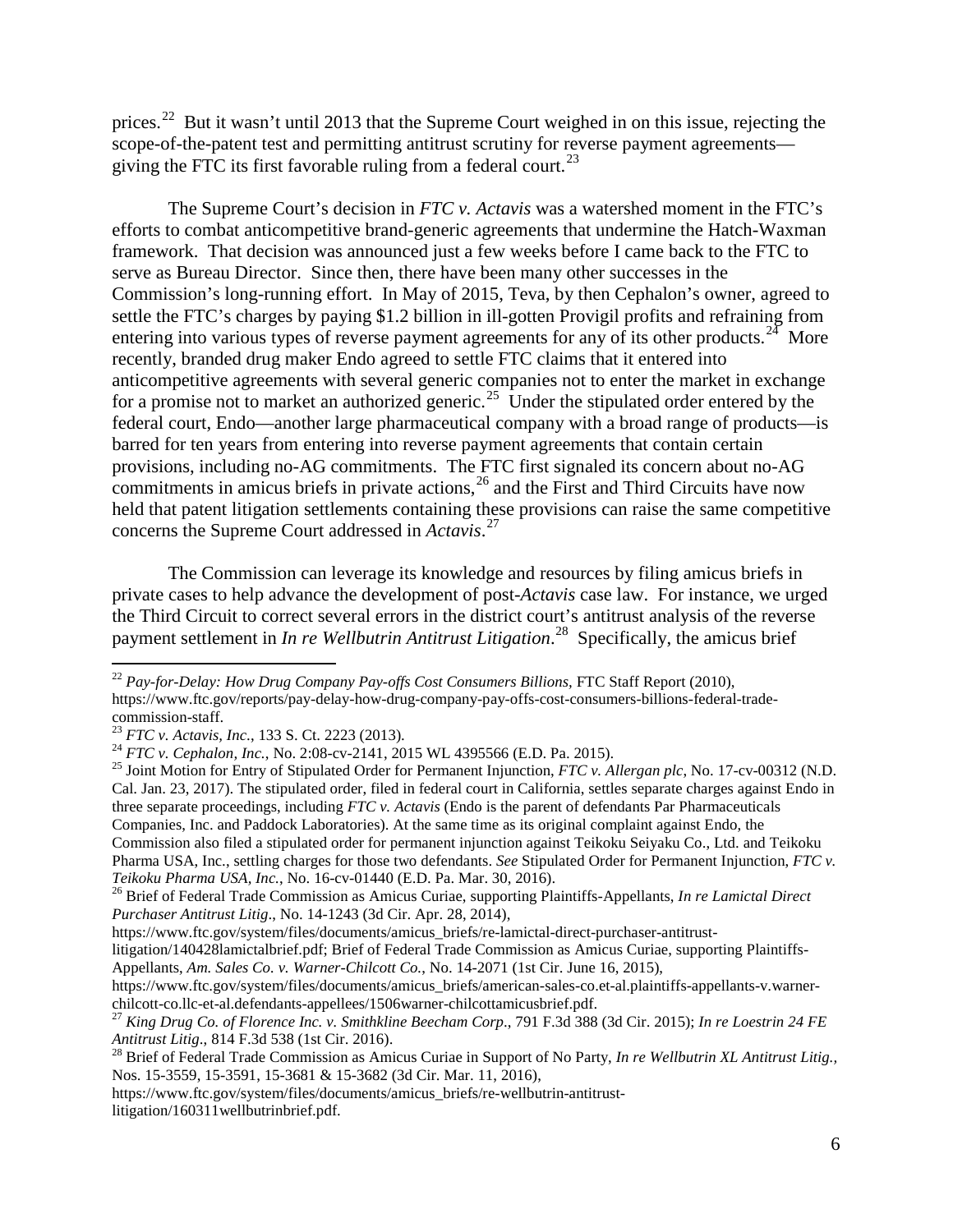prices.[22] But it wasn't until 2013 that the Supreme Court weighed in on this issue, rejecting the scope-of-the-patent test and permitting antitrust scrutiny for reverse payment agreements—giving the FTC its first favorable ruling from a federal court.[23]

The Supreme Court's decision in *FTC v. Actavis* was a watershed moment in the FTC's efforts to combat anticompetitive brand-generic agreements that undermine the Hatch-Waxman framework. That decision was announced just a few weeks before I came back to the FTC to serve as Bureau Director. Since then, there have been many other successes in the Commission's long-running effort. In May of 2015, Teva, by then Cephalon's owner, agreed to settle the FTC's charges by paying $1.2 billion in ill-gotten Provigil profits and refraining from entering into various types of reverse payment agreements for any of its other products.[24] More recently, branded drug maker Endo agreed to settle FTC claims that it entered into anticompetitive agreements with several generic companies not to enter the market in exchange for a promise not to market an authorized generic.[25] Under the stipulated order entered by the federal court, Endo—another large pharmaceutical company with a broad range of products—is barred for ten years from entering into reverse payment agreements that contain certain provisions, including no-AG commitments. The FTC first signaled its concern about no-AG commitments in amicus briefs in private actions,[26] and the First and Third Circuits have now held that patent litigation settlements containing these provisions can raise the same competitive concerns the Supreme Court addressed in *Actavis*.[27]

The Commission can leverage its knowledge and resources by filing amicus briefs in private cases to help advance the development of post-*Actavis* case law. For instance, we urged the Third Circuit to correct several errors in the district court's antitrust analysis of the reverse payment settlement in *In re Wellbutrin Antitrust Litigation*.[28] Specifically, the amicus brief

---

[22] *Pay-for-Delay: How Drug Company Pay-offs Cost Consumers Billions*, FTC Staff Report (2010), https://www.ftc.gov/reports/pay-delay-how-drug-company-pay-offs-cost-consumers-billions-federal-trade-commission-staff.

[23] *FTC v. Actavis, Inc*., 133 S. Ct. 2223 (2013).

[24] *FTC v. Cephalon, Inc.*, No. 2:08-cv-2141, 2015 WL 4395566 (E.D. Pa. 2015).

[25] Joint Motion for Entry of Stipulated Order for Permanent Injunction, *FTC v. Allergan plc*, No. 17-cv-00312 (N.D. Cal. Jan. 23, 2017). The stipulated order, filed in federal court in California, settles separate charges against Endo in three separate proceedings, including *FTC v. Actavis* (Endo is the parent of defendants Par Pharmaceuticals Companies, Inc. and Paddock Laboratories). At the same time as its original complaint against Endo, the Commission also filed a stipulated order for permanent injunction against Teikoku Seiyaku Co., Ltd. and Teikoku Pharma USA, Inc., settling charges for those two defendants. *See* Stipulated Order for Permanent Injunction, *FTC v. Teikoku Pharma USA, Inc.*, No. 16-cv-01440 (E.D. Pa. Mar. 30, 2016).

[26] Brief of Federal Trade Commission as Amicus Curiae, supporting Plaintiffs-Appellants, *In re Lamictal Direct Purchaser Antitrust Litig*., No. 14-1243 (3d Cir. Apr. 28, 2014), https://www.ftc.gov/system/files/documents/amicus_briefs/re-lamictal-direct-purchaser-antitrust-litigation/140428lamictalbrief.pdf; Brief of Federal Trade Commission as Amicus Curiae, supporting Plaintiffs-Appellants, *Am. Sales Co. v. Warner-Chilcott Co.*, No. 14-2071 (1st Cir. June 16, 2015), https://www.ftc.gov/system/files/documents/amicus_briefs/american-sales-co.et-al.plaintiffs-appellants-v.warner-chilcott-co.llc-et-al.defendants-appellees/1506warner-chilcottamicusbrief.pdf.

[27] *King Drug Co. of Florence Inc. v. Smithkline Beecham Corp*., 791 F.3d 388 (3d Cir. 2015); *In re Loestrin 24 FE Antitrust Litig*., 814 F.3d 538 (1st Cir. 2016).

[28] Brief of Federal Trade Commission as Amicus Curiae in Support of No Party, *In re Wellbutrin XL Antitrust Litig.*, Nos. 15-3559, 15-3591, 15-3681 & 15-3682 (3d Cir. Mar. 11, 2016), https://www.ftc.gov/system/files/documents/amicus_briefs/re-wellbutrin-antitrust-litigation/160311wellbutrinbrief.pdf.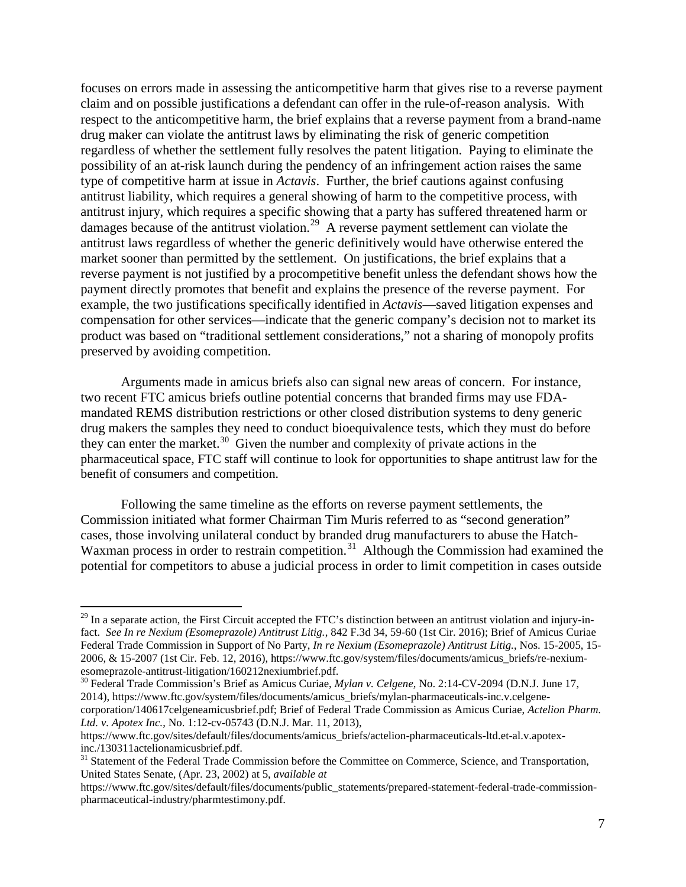focuses on errors made in assessing the anticompetitive harm that gives rise to a reverse payment claim and on possible justifications a defendant can offer in the rule-of-reason analysis. With respect to the anticompetitive harm, the brief explains that a reverse payment from a brand-name drug maker can violate the antitrust laws by eliminating the risk of generic competition regardless of whether the settlement fully resolves the patent litigation. Paying to eliminate the possibility of an at-risk launch during the pendency of an infringement action raises the same type of competitive harm at issue in *Actavis*. Further, the brief cautions against confusing antitrust liability, which requires a general showing of harm to the competitive process, with antitrust injury, which requires a specific showing that a party has suffered threatened harm or damages because of the antitrust violation.[29] A reverse payment settlement can violate the antitrust laws regardless of whether the generic definitively would have otherwise entered the market sooner than permitted by the settlement. On justifications, the brief explains that a reverse payment is not justified by a procompetitive benefit unless the defendant shows how the payment directly promotes that benefit and explains the presence of the reverse payment. For example, the two justifications specifically identified in *Actavis*—saved litigation expenses and compensation for other services—indicate that the generic company's decision not to market its product was based on "traditional settlement considerations," not a sharing of monopoly profits preserved by avoiding competition.

Arguments made in amicus briefs also can signal new areas of concern. For instance, two recent FTC amicus briefs outline potential concerns that branded firms may use FDA-mandated REMS distribution restrictions or other closed distribution systems to deny generic drug makers the samples they need to conduct bioequivalence tests, which they must do before they can enter the market.[30] Given the number and complexity of private actions in the pharmaceutical space, FTC staff will continue to look for opportunities to shape antitrust law for the benefit of consumers and competition.

Following the same timeline as the efforts on reverse payment settlements, the Commission initiated what former Chairman Tim Muris referred to as "second generation" cases, those involving unilateral conduct by branded drug manufacturers to abuse the Hatch-Waxman process in order to restrain competition.[31] Although the Commission had examined the potential for competitors to abuse a judicial process in order to limit competition in cases outside

---

[29] In a separate action, the First Circuit accepted the FTC's distinction between an antitrust violation and injury-in-fact. *See In re Nexium (Esomeprazole) Antitrust Litig.*, 842 F.3d 34, 59-60 (1st Cir. 2016); Brief of Amicus Curiae Federal Trade Commission in Support of No Party, *In re Nexium (Esomeprazole) Antitrust Litig.*, Nos. 15-2005, 15-2006, & 15-2007 (1st Cir. Feb. 12, 2016), https://www.ftc.gov/system/files/documents/amicus_briefs/re-nexium-esomeprazole-antitrust-litigation/160212nexiumbrief.pdf.

[30] Federal Trade Commission's Brief as Amicus Curiae, *Mylan v. Celgene*, No. 2:14-CV-2094 (D.N.J. June 17, 2014), https://www.ftc.gov/system/files/documents/amicus_briefs/mylan-pharmaceuticals-inc.v.celgene-corporation/140617celgeneamicusbrief.pdf; Brief of Federal Trade Commission as Amicus Curiae, *Actelion Pharm. Ltd. v. Apotex Inc.*, No. 1:12-cv-05743 (D.N.J. Mar. 11, 2013), https://www.ftc.gov/sites/default/files/documents/amicus_briefs/actelion-pharmaceuticals-ltd.et-al.v.apotex-inc./130311actelionamicusbrief.pdf.

[31] Statement of the Federal Trade Commission before the Committee on Commerce, Science, and Transportation, United States Senate, (Apr. 23, 2002) at 5, *available at* https://www.ftc.gov/sites/default/files/documents/public_statements/prepared-statement-federal-trade-commission-pharmaceutical-industry/pharmtestimony.pdf.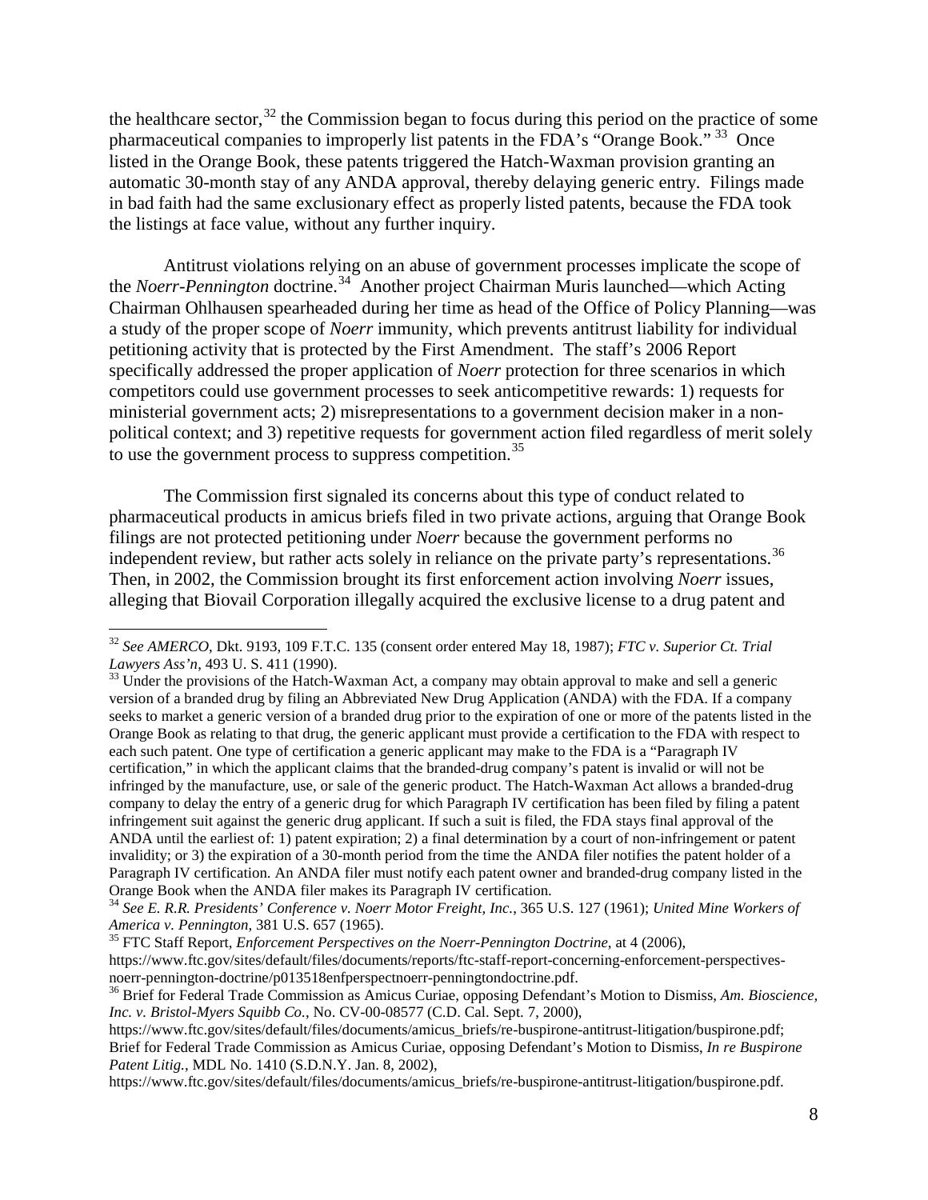the healthcare sector,[32] the Commission began to focus during this period on the practice of some pharmaceutical companies to improperly list patents in the FDA's "Orange Book."[33] Once listed in the Orange Book, these patents triggered the Hatch-Waxman provision granting an automatic 30-month stay of any ANDA approval, thereby delaying generic entry. Filings made in bad faith had the same exclusionary effect as properly listed patents, because the FDA took the listings at face value, without any further inquiry.

Antitrust violations relying on an abuse of government processes implicate the scope of the *Noerr-Pennington* doctrine.[34] Another project Chairman Muris launched—which Acting Chairman Ohlhausen spearheaded during her time as head of the Office of Policy Planning—was a study of the proper scope of *Noerr* immunity, which prevents antitrust liability for individual petitioning activity that is protected by the First Amendment. The staff's 2006 Report specifically addressed the proper application of *Noerr* protection for three scenarios in which competitors could use government processes to seek anticompetitive rewards: 1) requests for ministerial government acts; 2) misrepresentations to a government decision maker in a non-political context; and 3) repetitive requests for government action filed regardless of merit solely to use the government process to suppress competition.[35]

The Commission first signaled its concerns about this type of conduct related to pharmaceutical products in amicus briefs filed in two private actions, arguing that Orange Book filings are not protected petitioning under *Noerr* because the government performs no independent review, but rather acts solely in reliance on the private party's representations.[36] Then, in 2002, the Commission brought its first enforcement action involving *Noerr* issues, alleging that Biovail Corporation illegally acquired the exclusive license to a drug patent and

---

[32] *See AMERCO*, Dkt. 9193, 109 F.T.C. 135 (consent order entered May 18, 1987); *FTC v. Superior Ct. Trial Lawyers Ass'n*, 493 U. S. 411 (1990).

[33] Under the provisions of the Hatch-Waxman Act, a company may obtain approval to make and sell a generic version of a branded drug by filing an Abbreviated New Drug Application (ANDA) with the FDA. If a company seeks to market a generic version of a branded drug prior to the expiration of one or more of the patents listed in the Orange Book as relating to that drug, the generic applicant must provide a certification to the FDA with respect to each such patent. One type of certification a generic applicant may make to the FDA is a "Paragraph IV certification," in which the applicant claims that the branded-drug company's patent is invalid or will not be infringed by the manufacture, use, or sale of the generic product. The Hatch-Waxman Act allows a branded-drug company to delay the entry of a generic drug for which Paragraph IV certification has been filed by filing a patent infringement suit against the generic drug applicant. If such a suit is filed, the FDA stays final approval of the ANDA until the earliest of: 1) patent expiration; 2) a final determination by a court of non-infringement or patent invalidity; or 3) the expiration of a 30-month period from the time the ANDA filer notifies the patent holder of a Paragraph IV certification. An ANDA filer must notify each patent owner and branded-drug company listed in the Orange Book when the ANDA filer makes its Paragraph IV certification.

[34] *See E. R.R. Presidents' Conference v. Noerr Motor Freight, Inc.*, 365 U.S. 127 (1961); *United Mine Workers of America v. Pennington*, 381 U.S. 657 (1965).

[35] FTC Staff Report, *Enforcement Perspectives on the Noerr-Pennington Doctrine*, at 4 (2006), https://www.ftc.gov/sites/default/files/documents/reports/ftc-staff-report-concerning-enforcement-perspectives-noerr-pennington-doctrine/p013518enfperspectnoerr-penningtondoctrine.pdf.

[36] Brief for Federal Trade Commission as Amicus Curiae, opposing Defendant's Motion to Dismiss, *Am. Bioscience, Inc. v. Bristol-Myers Squibb Co.*, No. CV-00-08577 (C.D. Cal. Sept. 7, 2000), https://www.ftc.gov/sites/default/files/documents/amicus_briefs/re-buspirone-antitrust-litigation/buspirone.pdf; Brief for Federal Trade Commission as Amicus Curiae, opposing Defendant's Motion to Dismiss, *In re Buspirone Patent Litig.*, MDL No. 1410 (S.D.N.Y. Jan. 8, 2002), https://www.ftc.gov/sites/default/files/documents/amicus_briefs/re-buspirone-antitrust-litigation/buspirone.pdf.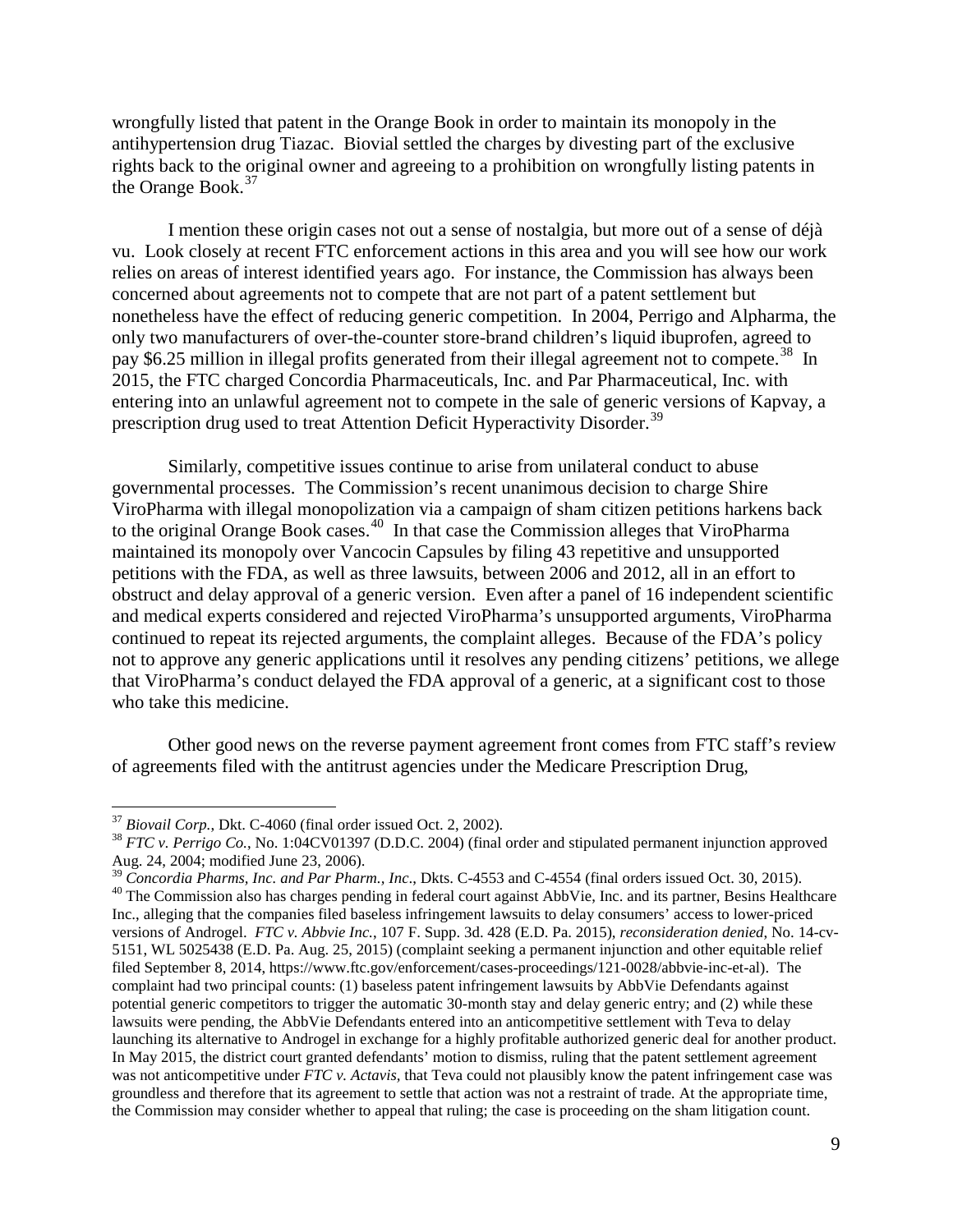wrongfully listed that patent in the Orange Book in order to maintain its monopoly in the antihypertension drug Tiazac. Biovial settled the charges by divesting part of the exclusive rights back to the original owner and agreeing to a prohibition on wrongfully listing patents in the Orange Book.[37]

I mention these origin cases not out a sense of nostalgia, but more out of a sense of déjà vu. Look closely at recent FTC enforcement actions in this area and you will see how our work relies on areas of interest identified years ago. For instance, the Commission has always been concerned about agreements not to compete that are not part of a patent settlement but nonetheless have the effect of reducing generic competition. In 2004, Perrigo and Alpharma, the only two manufacturers of over-the-counter store-brand children's liquid ibuprofen, agreed to pay $6.25 million in illegal profits generated from their illegal agreement not to compete.[38] In 2015, the FTC charged Concordia Pharmaceuticals, Inc. and Par Pharmaceutical, Inc. with entering into an unlawful agreement not to compete in the sale of generic versions of Kapvay, a prescription drug used to treat Attention Deficit Hyperactivity Disorder.[39]

Similarly, competitive issues continue to arise from unilateral conduct to abuse governmental processes. The Commission's recent unanimous decision to charge Shire ViroPharma with illegal monopolization via a campaign of sham citizen petitions harkens back to the original Orange Book cases.[40] In that case the Commission alleges that ViroPharma maintained its monopoly over Vancocin Capsules by filing 43 repetitive and unsupported petitions with the FDA, as well as three lawsuits, between 2006 and 2012, all in an effort to obstruct and delay approval of a generic version. Even after a panel of 16 independent scientific and medical experts considered and rejected ViroPharma's unsupported arguments, ViroPharma continued to repeat its rejected arguments, the complaint alleges. Because of the FDA's policy not to approve any generic applications until it resolves any pending citizens' petitions, we allege that ViroPharma's conduct delayed the FDA approval of a generic, at a significant cost to those who take this medicine.

Other good news on the reverse payment agreement front comes from FTC staff's review of agreements filed with the antitrust agencies under the Medicare Prescription Drug,

---

[37] *Biovail Corp.*, Dkt. C-4060 (final order issued Oct. 2, 2002).

[38] *FTC v. Perrigo Co.*, No. 1:04CV01397 (D.D.C. 2004) (final order and stipulated permanent injunction approved Aug. 24, 2004; modified June 23, 2006).

[39] *Concordia Pharms, Inc. and Par Pharm., Inc*., Dkts. C-4553 and C-4554 (final orders issued Oct. 30, 2015).

[40] The Commission also has charges pending in federal court against AbbVie, Inc. and its partner, Besins Healthcare Inc., alleging that the companies filed baseless infringement lawsuits to delay consumers' access to lower-priced versions of Androgel. *FTC v. Abbvie Inc.*, 107 F. Supp. 3d. 428 (E.D. Pa. 2015), *reconsideration denied*, No. 14-cv-5151, WL 5025438 (E.D. Pa. Aug. 25, 2015) (complaint seeking a permanent injunction and other equitable relief filed September 8, 2014, https://www.ftc.gov/enforcement/cases-proceedings/121-0028/abbvie-inc-et-al). The complaint had two principal counts: (1) baseless patent infringement lawsuits by AbbVie Defendants against potential generic competitors to trigger the automatic 30-month stay and delay generic entry; and (2) while these lawsuits were pending, the AbbVie Defendants entered into an anticompetitive settlement with Teva to delay launching its alternative to Androgel in exchange for a highly profitable authorized generic deal for another product. In May 2015, the district court granted defendants' motion to dismiss, ruling that the patent settlement agreement was not anticompetitive under *FTC v. Actavis*, that Teva could not plausibly know the patent infringement case was groundless and therefore that its agreement to settle that action was not a restraint of trade. At the appropriate time, the Commission may consider whether to appeal that ruling; the case is proceeding on the sham litigation count.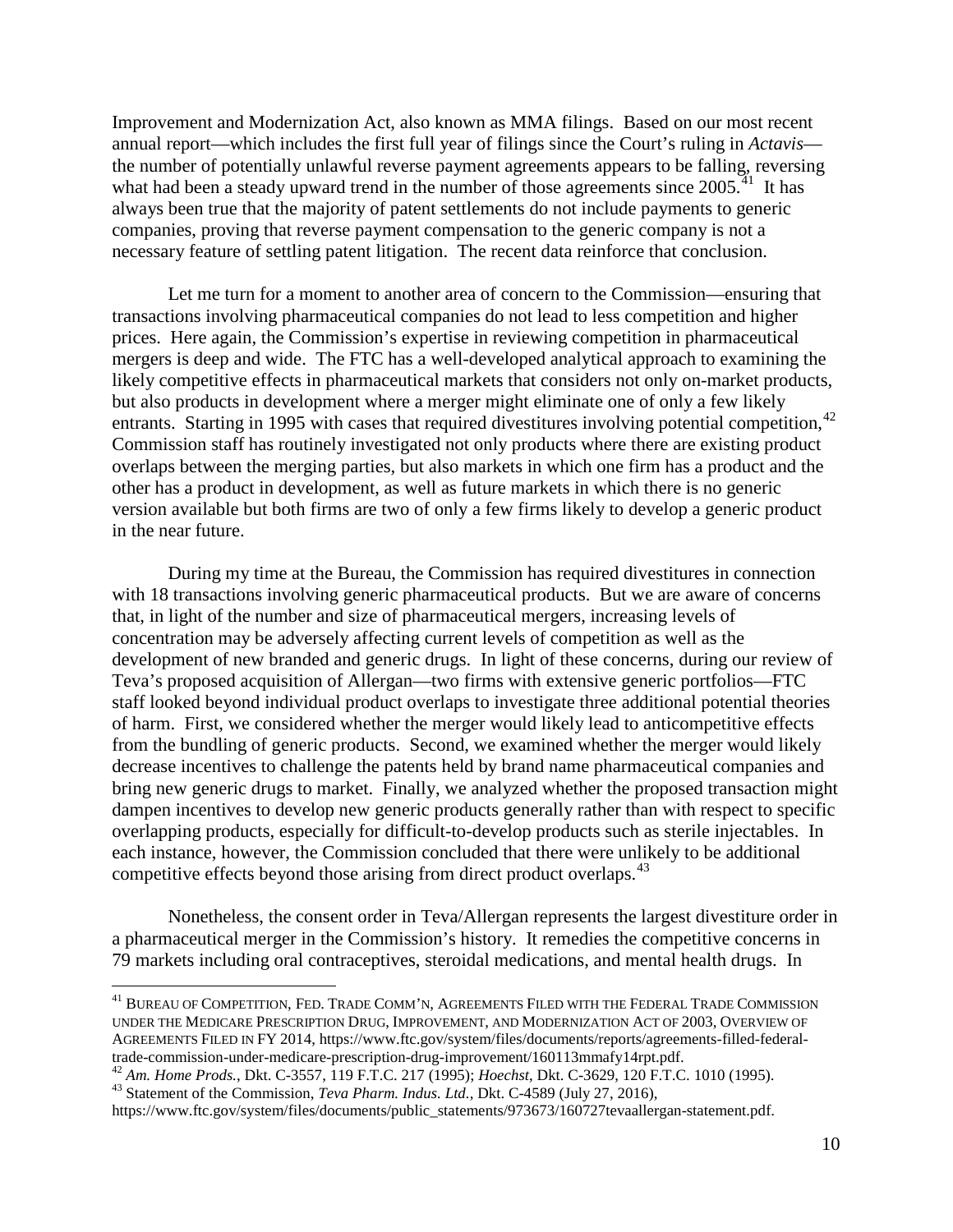Improvement and Modernization Act, also known as MMA filings. Based on our most recent annual report—which includes the first full year of filings since the Court's ruling in *Actavis*—the number of potentially unlawful reverse payment agreements appears to be falling, reversing what had been a steady upward trend in the number of those agreements since 2005.[41] It has always been true that the majority of patent settlements do not include payments to generic companies, proving that reverse payment compensation to the generic company is not a necessary feature of settling patent litigation. The recent data reinforce that conclusion.

Let me turn for a moment to another area of concern to the Commission—ensuring that transactions involving pharmaceutical companies do not lead to less competition and higher prices. Here again, the Commission's expertise in reviewing competition in pharmaceutical mergers is deep and wide. The FTC has a well-developed analytical approach to examining the likely competitive effects in pharmaceutical markets that considers not only on-market products, but also products in development where a merger might eliminate one of only a few likely entrants. Starting in 1995 with cases that required divestitures involving potential competition,[42] Commission staff has routinely investigated not only products where there are existing product overlaps between the merging parties, but also markets in which one firm has a product and the other has a product in development, as well as future markets in which there is no generic version available but both firms are two of only a few firms likely to develop a generic product in the near future.

During my time at the Bureau, the Commission has required divestitures in connection with 18 transactions involving generic pharmaceutical products. But we are aware of concerns that, in light of the number and size of pharmaceutical mergers, increasing levels of concentration may be adversely affecting current levels of competition as well as the development of new branded and generic drugs. In light of these concerns, during our review of Teva's proposed acquisition of Allergan—two firms with extensive generic portfolios—FTC staff looked beyond individual product overlaps to investigate three additional potential theories of harm. First, we considered whether the merger would likely lead to anticompetitive effects from the bundling of generic products. Second, we examined whether the merger would likely decrease incentives to challenge the patents held by brand name pharmaceutical companies and bring new generic drugs to market. Finally, we analyzed whether the proposed transaction might dampen incentives to develop new generic products generally rather than with respect to specific overlapping products, especially for difficult-to-develop products such as sterile injectables. In each instance, however, the Commission concluded that there were unlikely to be additional competitive effects beyond those arising from direct product overlaps.[43]

Nonetheless, the consent order in Teva/Allergan represents the largest divestiture order in a pharmaceutical merger in the Commission's history. It remedies the competitive concerns in 79 markets including oral contraceptives, steroidal medications, and mental health drugs. In

---

[41] Bureau of Competition, Fed. Trade Comm'n, Agreements Filed with the Federal Trade Commission under the Medicare Prescription Drug, Improvement, and Modernization Act of 2003, Overview of Agreements Filed in FY 2014, https://www.ftc.gov/system/files/documents/reports/agreements-filled-federal-trade-commission-under-medicare-prescription-drug-improvement/160113mmafy14rpt.pdf.

[42] *Am. Home Prods.*, Dkt. C-3557, 119 F.T.C. 217 (1995); *Hoechst*, Dkt. C-3629, 120 F.T.C. 1010 (1995).

[43] Statement of the Commission, *Teva Pharm. Indus. Ltd.*, Dkt. C-4589 (July 27, 2016), https://www.ftc.gov/system/files/documents/public_statements/973673/160727tevaallergan-statement.pdf.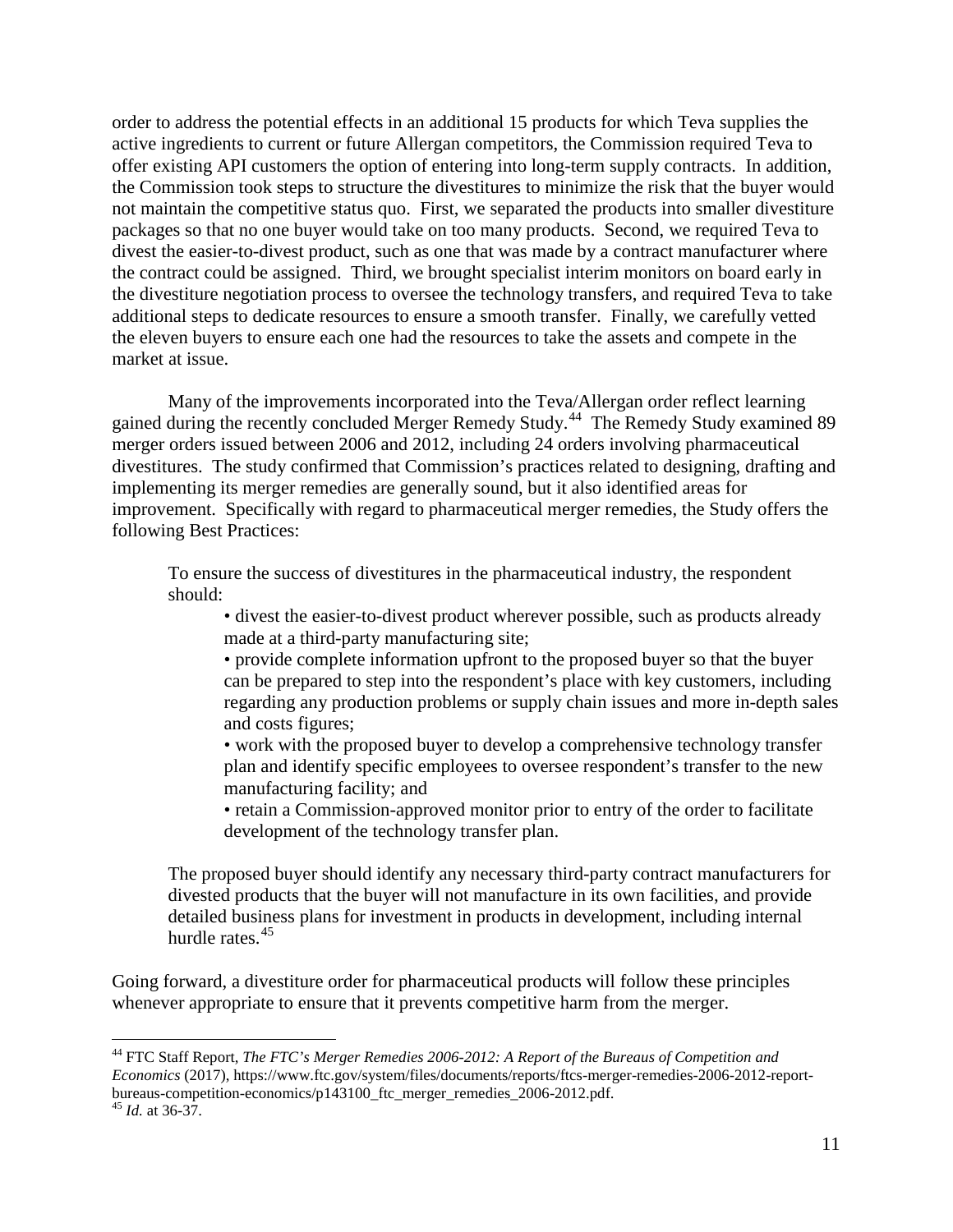order to address the potential effects in an additional 15 products for which Teva supplies the active ingredients to current or future Allergan competitors, the Commission required Teva to offer existing API customers the option of entering into long-term supply contracts. In addition, the Commission took steps to structure the divestitures to minimize the risk that the buyer would not maintain the competitive status quo. First, we separated the products into smaller divestiture packages so that no one buyer would take on too many products. Second, we required Teva to divest the easier-to-divest product, such as one that was made by a contract manufacturer where the contract could be assigned. Third, we brought specialist interim monitors on board early in the divestiture negotiation process to oversee the technology transfers, and required Teva to take additional steps to dedicate resources to ensure a smooth transfer. Finally, we carefully vetted the eleven buyers to ensure each one had the resources to take the assets and compete in the market at issue.

Many of the improvements incorporated into the Teva/Allergan order reflect learning gained during the recently concluded Merger Remedy Study.[44] The Remedy Study examined 89 merger orders issued between 2006 and 2012, including 24 orders involving pharmaceutical divestitures. The study confirmed that Commission's practices related to designing, drafting and implementing its merger remedies are generally sound, but it also identified areas for improvement. Specifically with regard to pharmaceutical merger remedies, the Study offers the following Best Practices:

> To ensure the success of divestitures in the pharmaceutical industry, the respondent should:
>
> - divest the easier-to-divest product wherever possible, such as products already made at a third-party manufacturing site;
> - provide complete information upfront to the proposed buyer so that the buyer can be prepared to step into the respondent's place with key customers, including regarding any production problems or supply chain issues and more in-depth sales and costs figures;
> - work with the proposed buyer to develop a comprehensive technology transfer plan and identify specific employees to oversee respondent's transfer to the new manufacturing facility; and
> - retain a Commission-approved monitor prior to entry of the order to facilitate development of the technology transfer plan.
>
> The proposed buyer should identify any necessary third-party contract manufacturers for divested products that the buyer will not manufacture in its own facilities, and provide detailed business plans for investment in products in development, including internal hurdle rates.[45]

Going forward, a divestiture order for pharmaceutical products will follow these principles whenever appropriate to ensure that it prevents competitive harm from the merger.

---

[44] FTC Staff Report, *The FTC's Merger Remedies 2006-2012: A Report of the Bureaus of Competition and Economics* (2017), https://www.ftc.gov/system/files/documents/reports/ftcs-merger-remedies-2006-2012-report-bureaus-competition-economics/p143100_ftc_merger_remedies_2006-2012.pdf.

[45] *Id.* at 36-37.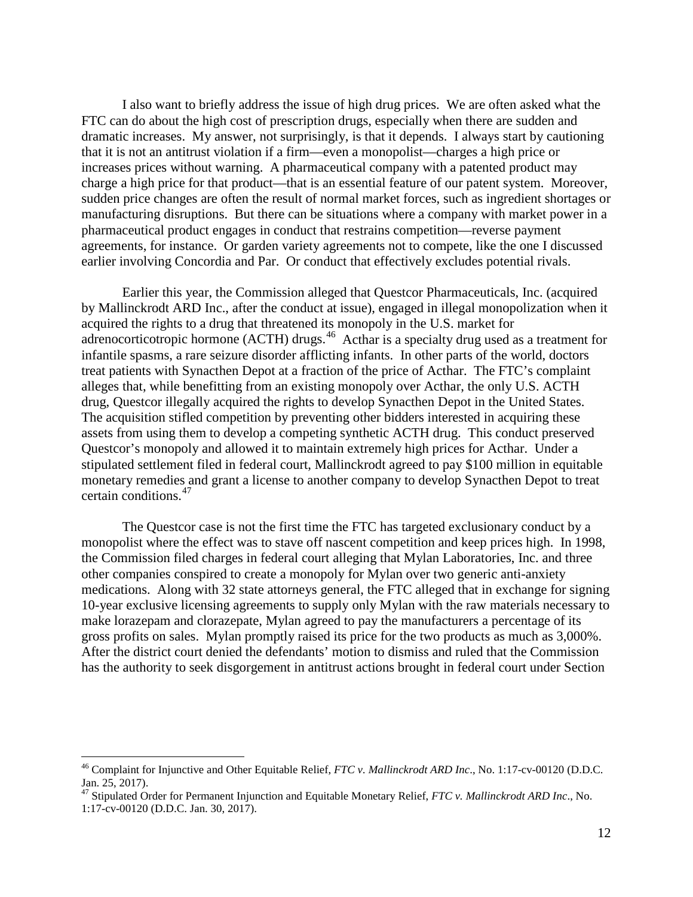I also want to briefly address the issue of high drug prices. We are often asked what the FTC can do about the high cost of prescription drugs, especially when there are sudden and dramatic increases. My answer, not surprisingly, is that it depends. I always start by cautioning that it is not an antitrust violation if a firm—even a monopolist—charges a high price or increases prices without warning. A pharmaceutical company with a patented product may charge a high price for that product—that is an essential feature of our patent system. Moreover, sudden price changes are often the result of normal market forces, such as ingredient shortages or manufacturing disruptions. But there can be situations where a company with market power in a pharmaceutical product engages in conduct that restrains competition—reverse payment agreements, for instance. Or garden variety agreements not to compete, like the one I discussed earlier involving Concordia and Par. Or conduct that effectively excludes potential rivals.

Earlier this year, the Commission alleged that Questcor Pharmaceuticals, Inc. (acquired by Mallinckrodt ARD Inc., after the conduct at issue), engaged in illegal monopolization when it acquired the rights to a drug that threatened its monopoly in the U.S. market for adrenocorticotropic hormone (ACTH) drugs.[46] Acthar is a specialty drug used as a treatment for infantile spasms, a rare seizure disorder afflicting infants. In other parts of the world, doctors treat patients with Synacthen Depot at a fraction of the price of Acthar. The FTC's complaint alleges that, while benefitting from an existing monopoly over Acthar, the only U.S. ACTH drug, Questcor illegally acquired the rights to develop Synacthen Depot in the United States. The acquisition stifled competition by preventing other bidders interested in acquiring these assets from using them to develop a competing synthetic ACTH drug. This conduct preserved Questcor's monopoly and allowed it to maintain extremely high prices for Acthar. Under a stipulated settlement filed in federal court, Mallinckrodt agreed to pay \$100 million in equitable monetary remedies and grant a license to another company to develop Synacthen Depot to treat certain conditions.[47]

The Questcor case is not the first time the FTC has targeted exclusionary conduct by a monopolist where the effect was to stave off nascent competition and keep prices high. In 1998, the Commission filed charges in federal court alleging that Mylan Laboratories, Inc. and three other companies conspired to create a monopoly for Mylan over two generic anti-anxiety medications. Along with 32 state attorneys general, the FTC alleged that in exchange for signing 10-year exclusive licensing agreements to supply only Mylan with the raw materials necessary to make lorazepam and clorazepate, Mylan agreed to pay the manufacturers a percentage of its gross profits on sales. Mylan promptly raised its price for the two products as much as 3,000%. After the district court denied the defendants' motion to dismiss and ruled that the Commission has the authority to seek disgorgement in antitrust actions brought in federal court under Section

---

[46] Complaint for Injunctive and Other Equitable Relief, *FTC v. Mallinckrodt ARD Inc*., No. 1:17-cv-00120 (D.D.C. Jan. 25, 2017).

[47] Stipulated Order for Permanent Injunction and Equitable Monetary Relief, *FTC v. Mallinckrodt ARD Inc*., No. 1:17-cv-00120 (D.D.C. Jan. 30, 2017).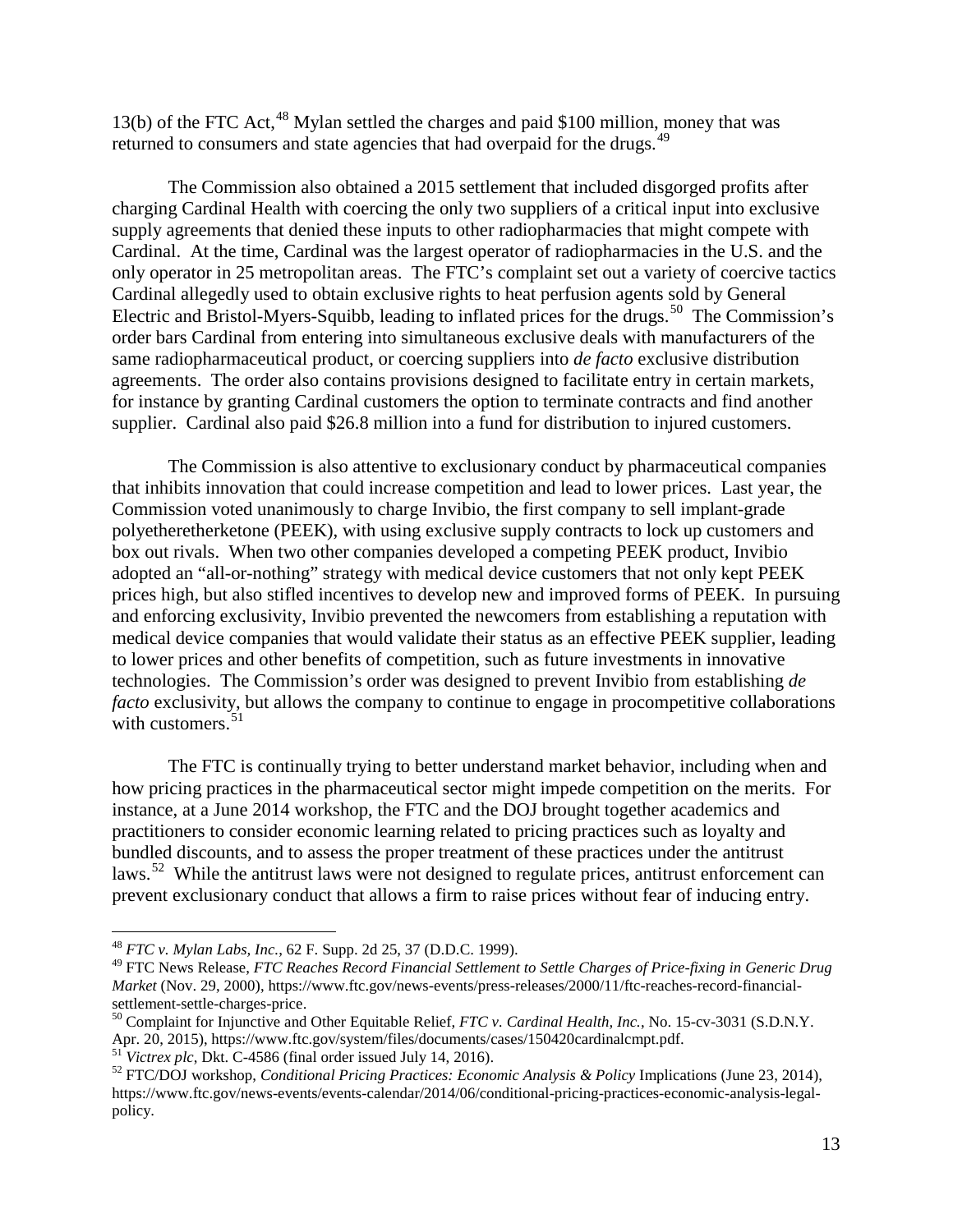13(b) of the FTC Act,[48] Mylan settled the charges and paid $100 million, money that was returned to consumers and state agencies that had overpaid for the drugs.[49]

The Commission also obtained a 2015 settlement that included disgorged profits after charging Cardinal Health with coercing the only two suppliers of a critical input into exclusive supply agreements that denied these inputs to other radiopharmacies that might compete with Cardinal. At the time, Cardinal was the largest operator of radiopharmacies in the U.S. and the only operator in 25 metropolitan areas. The FTC's complaint set out a variety of coercive tactics Cardinal allegedly used to obtain exclusive rights to heat perfusion agents sold by General Electric and Bristol-Myers-Squibb, leading to inflated prices for the drugs.[50] The Commission's order bars Cardinal from entering into simultaneous exclusive deals with manufacturers of the same radiopharmaceutical product, or coercing suppliers into *de facto* exclusive distribution agreements. The order also contains provisions designed to facilitate entry in certain markets, for instance by granting Cardinal customers the option to terminate contracts and find another supplier. Cardinal also paid $26.8 million into a fund for distribution to injured customers.

The Commission is also attentive to exclusionary conduct by pharmaceutical companies that inhibits innovation that could increase competition and lead to lower prices. Last year, the Commission voted unanimously to charge Invibio, the first company to sell implant-grade polyetheretherketone (PEEK), with using exclusive supply contracts to lock up customers and box out rivals. When two other companies developed a competing PEEK product, Invibio adopted an "all-or-nothing" strategy with medical device customers that not only kept PEEK prices high, but also stifled incentives to develop new and improved forms of PEEK. In pursuing and enforcing exclusivity, Invibio prevented the newcomers from establishing a reputation with medical device companies that would validate their status as an effective PEEK supplier, leading to lower prices and other benefits of competition, such as future investments in innovative technologies. The Commission's order was designed to prevent Invibio from establishing *de facto* exclusivity, but allows the company to continue to engage in procompetitive collaborations with customers.[51]

The FTC is continually trying to better understand market behavior, including when and how pricing practices in the pharmaceutical sector might impede competition on the merits. For instance, at a June 2014 workshop, the FTC and the DOJ brought together academics and practitioners to consider economic learning related to pricing practices such as loyalty and bundled discounts, and to assess the proper treatment of these practices under the antitrust laws.[52] While the antitrust laws were not designed to regulate prices, antitrust enforcement can prevent exclusionary conduct that allows a firm to raise prices without fear of inducing entry.

---

[48] *FTC v. Mylan Labs, Inc.*, 62 F. Supp. 2d 25, 37 (D.D.C. 1999).

[49] FTC News Release, *FTC Reaches Record Financial Settlement to Settle Charges of Price-fixing in Generic Drug Market* (Nov. 29, 2000), https://www.ftc.gov/news-events/press-releases/2000/11/ftc-reaches-record-financial-settlement-settle-charges-price.

[50] Complaint for Injunctive and Other Equitable Relief, *FTC v. Cardinal Health, Inc.*, No. 15-cv-3031 (S.D.N.Y. Apr. 20, 2015), https://www.ftc.gov/system/files/documents/cases/150420cardinalcmpt.pdf.

[51] *Victrex plc*, Dkt. C-4586 (final order issued July 14, 2016).

[52] FTC/DOJ workshop, *Conditional Pricing Practices: Economic Analysis & Policy* Implications (June 23, 2014), https://www.ftc.gov/news-events/events-calendar/2014/06/conditional-pricing-practices-economic-analysis-legal-policy.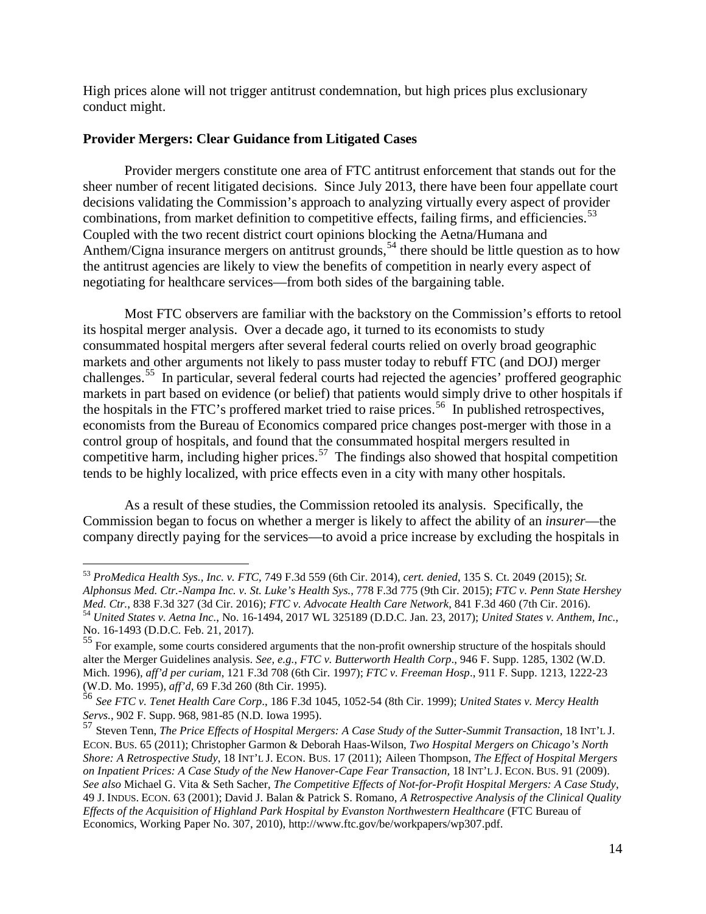High prices alone will not trigger antitrust condemnation, but high prices plus exclusionary conduct might.

**Provider Mergers: Clear Guidance from Litigated Cases**

Provider mergers constitute one area of FTC antitrust enforcement that stands out for the sheer number of recent litigated decisions. Since July 2013, there have been four appellate court decisions validating the Commission's approach to analyzing virtually every aspect of provider combinations, from market definition to competitive effects, failing firms, and efficiencies.[53] Coupled with the two recent district court opinions blocking the Aetna/Humana and Anthem/Cigna insurance mergers on antitrust grounds,[54] there should be little question as to how the antitrust agencies are likely to view the benefits of competition in nearly every aspect of negotiating for healthcare services—from both sides of the bargaining table.

Most FTC observers are familiar with the backstory on the Commission's efforts to retool its hospital merger analysis. Over a decade ago, it turned to its economists to study consummated hospital mergers after several federal courts relied on overly broad geographic markets and other arguments not likely to pass muster today to rebuff FTC (and DOJ) merger challenges.[55] In particular, several federal courts had rejected the agencies' proffered geographic markets in part based on evidence (or belief) that patients would simply drive to other hospitals if the hospitals in the FTC's proffered market tried to raise prices.[56] In published retrospectives, economists from the Bureau of Economics compared price changes post-merger with those in a control group of hospitals, and found that the consummated hospital mergers resulted in competitive harm, including higher prices.[57] The findings also showed that hospital competition tends to be highly localized, with price effects even in a city with many other hospitals.

As a result of these studies, the Commission retooled its analysis. Specifically, the Commission began to focus on whether a merger is likely to affect the ability of an *insurer*—the company directly paying for the services—to avoid a price increase by excluding the hospitals in

---

[53] *ProMedica Health Sys., Inc. v. FTC*, 749 F.3d 559 (6th Cir. 2014), *cert. denied*, 135 S. Ct. 2049 (2015); *St. Alphonsus Med. Ctr.-Nampa Inc. v. St. Luke's Health Sys.*, 778 F.3d 775 (9th Cir. 2015); *FTC v. Penn State Hershey Med. Ctr.*, 838 F.3d 327 (3d Cir. 2016); *FTC v. Advocate Health Care Network*, 841 F.3d 460 (7th Cir. 2016).

[54] *United States v. Aetna Inc.*, No. 16-1494, 2017 WL 325189 (D.D.C. Jan. 23, 2017); *United States v. Anthem, Inc.*, No. 16-1493 (D.D.C. Feb. 21, 2017).

[55] For example, some courts considered arguments that the non-profit ownership structure of the hospitals should alter the Merger Guidelines analysis. *See, e.g.*, *FTC v. Butterworth Health Corp*., 946 F. Supp. 1285, 1302 (W.D. Mich. 1996), *aff'd per curiam*, 121 F.3d 708 (6th Cir. 1997); *FTC v. Freeman Hosp*., 911 F. Supp. 1213, 1222-23 (W.D. Mo. 1995), *aff'd*, 69 F.3d 260 (8th Cir. 1995).

[56] *See FTC v. Tenet Health Care Corp*., 186 F.3d 1045, 1052-54 (8th Cir. 1999); *United States v. Mercy Health Servs.*, 902 F. Supp. 968, 981-85 (N.D. Iowa 1995).

[57] Steven Tenn, *The Price Effects of Hospital Mergers: A Case Study of the Sutter-Summit Transaction*, 18 INT'L J. ECON. BUS. 65 (2011); Christopher Garmon & Deborah Haas-Wilson, *Two Hospital Mergers on Chicago's North Shore: A Retrospective Study*, 18 INT'L J. ECON. BUS. 17 (2011); Aileen Thompson, *The Effect of Hospital Mergers on Inpatient Prices: A Case Study of the New Hanover-Cape Fear Transaction*, 18 INT'L J. ECON. BUS. 91 (2009). *See also* Michael G. Vita & Seth Sacher, *The Competitive Effects of Not-for-Profit Hospital Mergers: A Case Study*, 49 J. INDUS. ECON. 63 (2001); David J. Balan & Patrick S. Romano, *A Retrospective Analysis of the Clinical Quality Effects of the Acquisition of Highland Park Hospital by Evanston Northwestern Healthcare* (FTC Bureau of Economics, Working Paper No. 307, 2010), http://www.ftc.gov/be/workpapers/wp307.pdf.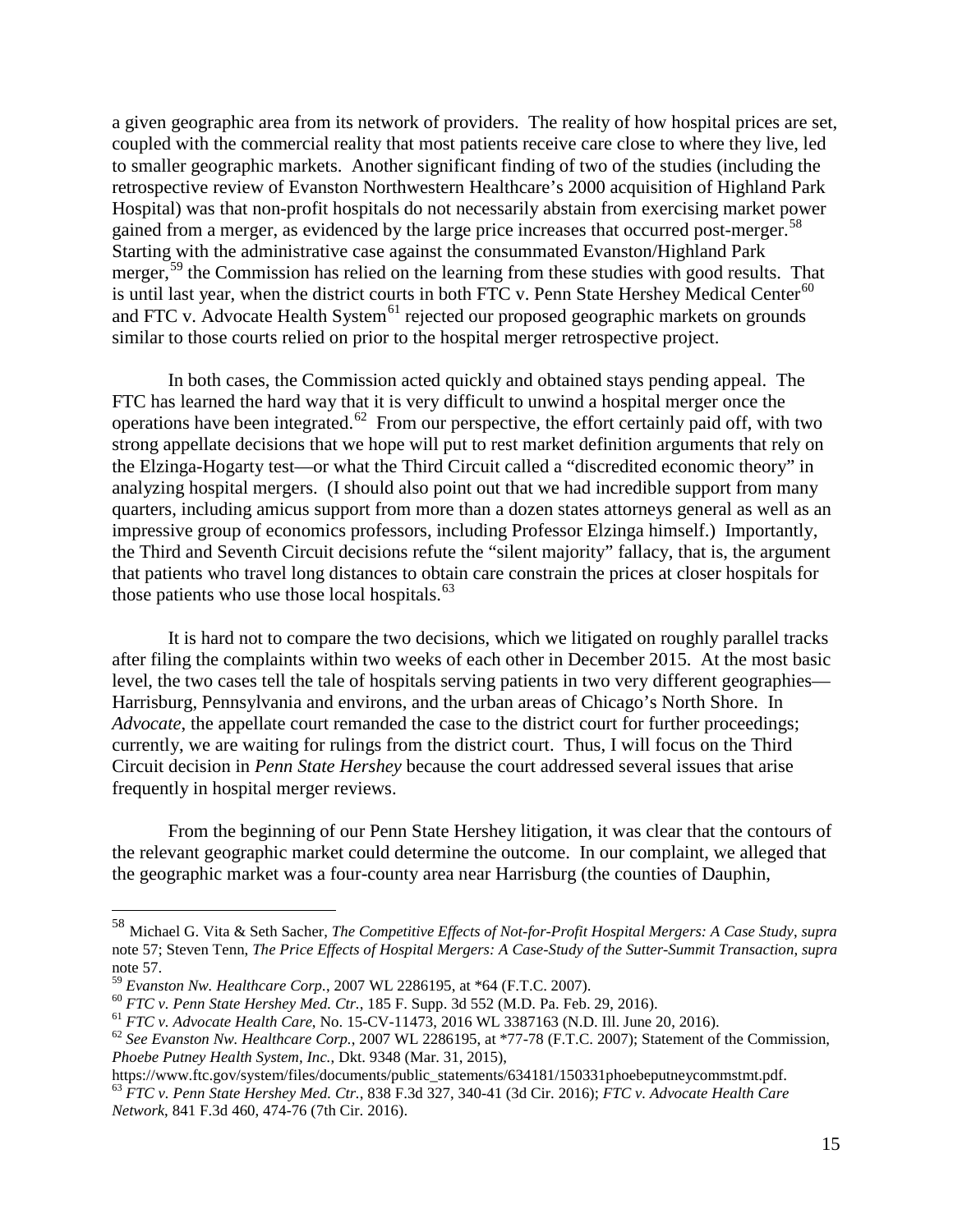a given geographic area from its network of providers. The reality of how hospital prices are set, coupled with the commercial reality that most patients receive care close to where they live, led to smaller geographic markets. Another significant finding of two of the studies (including the retrospective review of Evanston Northwestern Healthcare's 2000 acquisition of Highland Park Hospital) was that non-profit hospitals do not necessarily abstain from exercising market power gained from a merger, as evidenced by the large price increases that occurred post-merger.[58] Starting with the administrative case against the consummated Evanston/Highland Park merger,[59] the Commission has relied on the learning from these studies with good results. That is until last year, when the district courts in both FTC v. Penn State Hershey Medical Center[60] and FTC v. Advocate Health System[61] rejected our proposed geographic markets on grounds similar to those courts relied on prior to the hospital merger retrospective project.

In both cases, the Commission acted quickly and obtained stays pending appeal. The FTC has learned the hard way that it is very difficult to unwind a hospital merger once the operations have been integrated.[62] From our perspective, the effort certainly paid off, with two strong appellate decisions that we hope will put to rest market definition arguments that rely on the Elzinga-Hogarty test—or what the Third Circuit called a "discredited economic theory" in analyzing hospital mergers. (I should also point out that we had incredible support from many quarters, including amicus support from more than a dozen states attorneys general as well as an impressive group of economics professors, including Professor Elzinga himself.) Importantly, the Third and Seventh Circuit decisions refute the "silent majority" fallacy, that is, the argument that patients who travel long distances to obtain care constrain the prices at closer hospitals for those patients who use those local hospitals.[63]

It is hard not to compare the two decisions, which we litigated on roughly parallel tracks after filing the complaints within two weeks of each other in December 2015. At the most basic level, the two cases tell the tale of hospitals serving patients in two very different geographies—Harrisburg, Pennsylvania and environs, and the urban areas of Chicago's North Shore. In *Advocate*, the appellate court remanded the case to the district court for further proceedings; currently, we are waiting for rulings from the district court. Thus, I will focus on the Third Circuit decision in *Penn State Hershey* because the court addressed several issues that arise frequently in hospital merger reviews.

From the beginning of our Penn State Hershey litigation, it was clear that the contours of the relevant geographic market could determine the outcome. In our complaint, we alleged that the geographic market was a four-county area near Harrisburg (the counties of Dauphin,

---

[58] Michael G. Vita & Seth Sacher, *The Competitive Effects of Not-for-Profit Hospital Mergers: A Case Study*, *supra* note 57; Steven Tenn, *The Price Effects of Hospital Mergers: A Case-Study of the Sutter-Summit Transaction*, *supra* note 57.

[59] *Evanston Nw. Healthcare Corp.*, 2007 WL 2286195, at *64 (F.T.C. 2007).

[60] *FTC v. Penn State Hershey Med. Ctr.*, 185 F. Supp. 3d 552 (M.D. Pa. Feb. 29, 2016).

[61] *FTC v. Advocate Health Care*, No. 15-CV-11473, 2016 WL 3387163 (N.D. Ill. June 20, 2016).

[62] *See Evanston Nw. Healthcare Corp.*, 2007 WL 2286195, at *77-78 (F.T.C. 2007); Statement of the Commission, *Phoebe Putney Health System, Inc.*, Dkt. 9348 (Mar. 31, 2015), https://www.ftc.gov/system/files/documents/public_statements/634181/150331phoebeputneycommstmt.pdf.

[63] *FTC v. Penn State Hershey Med. Ctr.*, 838 F.3d 327, 340-41 (3d Cir. 2016); *FTC v. Advocate Health Care Network*, 841 F.3d 460, 474-76 (7th Cir. 2016).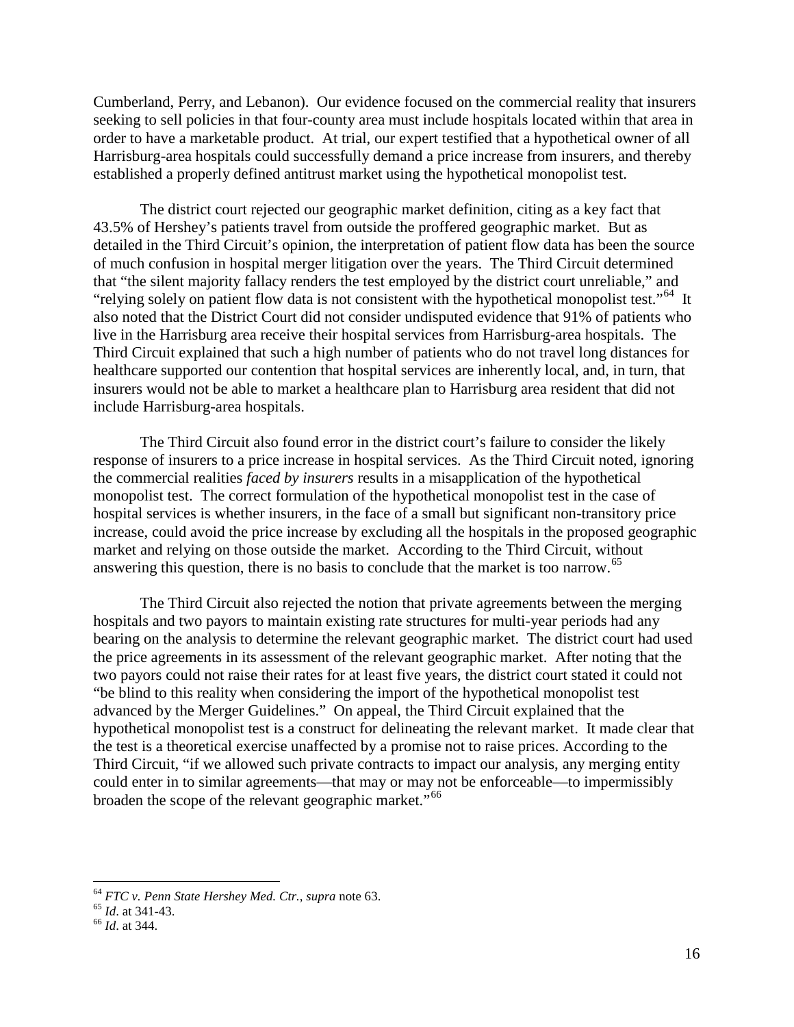Cumberland, Perry, and Lebanon). Our evidence focused on the commercial reality that insurers seeking to sell policies in that four-county area must include hospitals located within that area in order to have a marketable product. At trial, our expert testified that a hypothetical owner of all Harrisburg-area hospitals could successfully demand a price increase from insurers, and thereby established a properly defined antitrust market using the hypothetical monopolist test.

The district court rejected our geographic market definition, citing as a key fact that 43.5% of Hershey's patients travel from outside the proffered geographic market. But as detailed in the Third Circuit's opinion, the interpretation of patient flow data has been the source of much confusion in hospital merger litigation over the years. The Third Circuit determined that "the silent majority fallacy renders the test employed by the district court unreliable," and "relying solely on patient flow data is not consistent with the hypothetical monopolist test."[64] It also noted that the District Court did not consider undisputed evidence that 91% of patients who live in the Harrisburg area receive their hospital services from Harrisburg-area hospitals. The Third Circuit explained that such a high number of patients who do not travel long distances for healthcare supported our contention that hospital services are inherently local, and, in turn, that insurers would not be able to market a healthcare plan to Harrisburg area resident that did not include Harrisburg-area hospitals.

The Third Circuit also found error in the district court's failure to consider the likely response of insurers to a price increase in hospital services. As the Third Circuit noted, ignoring the commercial realities *faced by insurers* results in a misapplication of the hypothetical monopolist test. The correct formulation of the hypothetical monopolist test in the case of hospital services is whether insurers, in the face of a small but significant non-transitory price increase, could avoid the price increase by excluding all the hospitals in the proposed geographic market and relying on those outside the market. According to the Third Circuit, without answering this question, there is no basis to conclude that the market is too narrow.[65]

The Third Circuit also rejected the notion that private agreements between the merging hospitals and two payors to maintain existing rate structures for multi-year periods had any bearing on the analysis to determine the relevant geographic market. The district court had used the price agreements in its assessment of the relevant geographic market. After noting that the two payors could not raise their rates for at least five years, the district court stated it could not "be blind to this reality when considering the import of the hypothetical monopolist test advanced by the Merger Guidelines." On appeal, the Third Circuit explained that the hypothetical monopolist test is a construct for delineating the relevant market. It made clear that the test is a theoretical exercise unaffected by a promise not to raise prices. According to the Third Circuit, "if we allowed such private contracts to impact our analysis, any merging entity could enter in to similar agreements—that may or may not be enforceable—to impermissibly broaden the scope of the relevant geographic market."[66]

---

[64] *FTC v. Penn State Hershey Med. Ctr.*, *supra* note 63.

[65] *Id*. at 341-43.

[66] *Id*. at 344.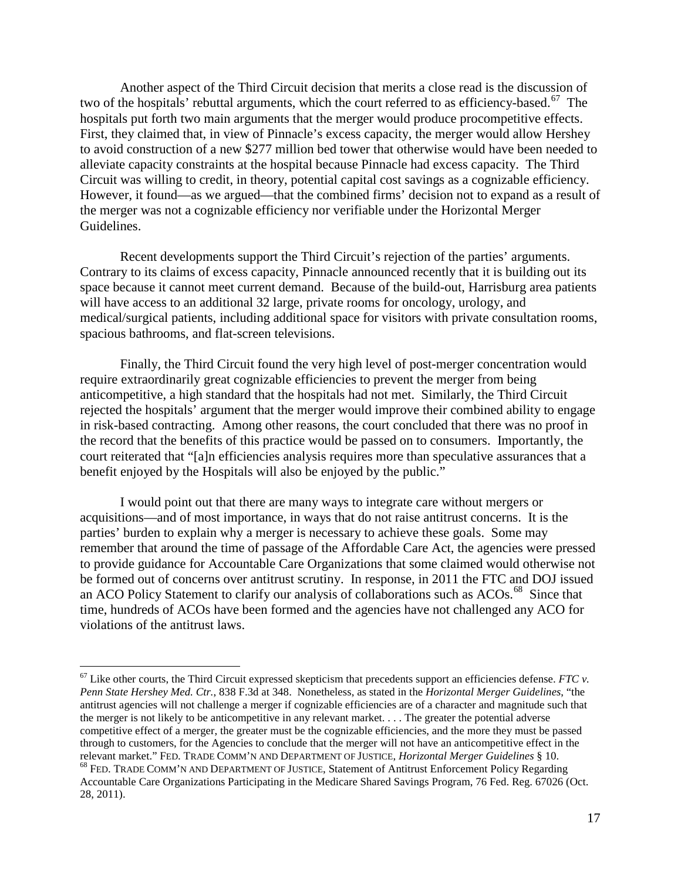Another aspect of the Third Circuit decision that merits a close read is the discussion of two of the hospitals' rebuttal arguments, which the court referred to as efficiency-based.[67] The hospitals put forth two main arguments that the merger would produce procompetitive effects. First, they claimed that, in view of Pinnacle's excess capacity, the merger would allow Hershey to avoid construction of a new $277 million bed tower that otherwise would have been needed to alleviate capacity constraints at the hospital because Pinnacle had excess capacity. The Third Circuit was willing to credit, in theory, potential capital cost savings as a cognizable efficiency. However, it found—as we argued—that the combined firms' decision not to expand as a result of the merger was not a cognizable efficiency nor verifiable under the Horizontal Merger Guidelines.

Recent developments support the Third Circuit's rejection of the parties' arguments. Contrary to its claims of excess capacity, Pinnacle announced recently that it is building out its space because it cannot meet current demand. Because of the build-out, Harrisburg area patients will have access to an additional 32 large, private rooms for oncology, urology, and medical/surgical patients, including additional space for visitors with private consultation rooms, spacious bathrooms, and flat-screen televisions.

Finally, the Third Circuit found the very high level of post-merger concentration would require extraordinarily great cognizable efficiencies to prevent the merger from being anticompetitive, a high standard that the hospitals had not met. Similarly, the Third Circuit rejected the hospitals' argument that the merger would improve their combined ability to engage in risk-based contracting. Among other reasons, the court concluded that there was no proof in the record that the benefits of this practice would be passed on to consumers. Importantly, the court reiterated that "[a]n efficiencies analysis requires more than speculative assurances that a benefit enjoyed by the Hospitals will also be enjoyed by the public."

I would point out that there are many ways to integrate care without mergers or acquisitions—and of most importance, in ways that do not raise antitrust concerns. It is the parties' burden to explain why a merger is necessary to achieve these goals. Some may remember that around the time of passage of the Affordable Care Act, the agencies were pressed to provide guidance for Accountable Care Organizations that some claimed would otherwise not be formed out of concerns over antitrust scrutiny. In response, in 2011 the FTC and DOJ issued an ACO Policy Statement to clarify our analysis of collaborations such as ACOs.[68] Since that time, hundreds of ACOs have been formed and the agencies have not challenged any ACO for violations of the antitrust laws.

---

[67] Like other courts, the Third Circuit expressed skepticism that precedents support an efficiencies defense. *FTC v. Penn State Hershey Med. Ctr.*, 838 F.3d at 348. Nonetheless, as stated in the *Horizontal Merger Guidelines*, "the antitrust agencies will not challenge a merger if cognizable efficiencies are of a character and magnitude such that the merger is not likely to be anticompetitive in any relevant market. . . . The greater the potential adverse competitive effect of a merger, the greater must be the cognizable efficiencies, and the more they must be passed through to customers, for the Agencies to conclude that the merger will not have an anticompetitive effect in the relevant market." FED. TRADE COMM'N AND DEPARTMENT OF JUSTICE, *Horizontal Merger Guidelines* § 10.

[68] FED. TRADE COMM'N AND DEPARTMENT OF JUSTICE, Statement of Antitrust Enforcement Policy Regarding Accountable Care Organizations Participating in the Medicare Shared Savings Program, 76 Fed. Reg. 67026 (Oct. 28, 2011).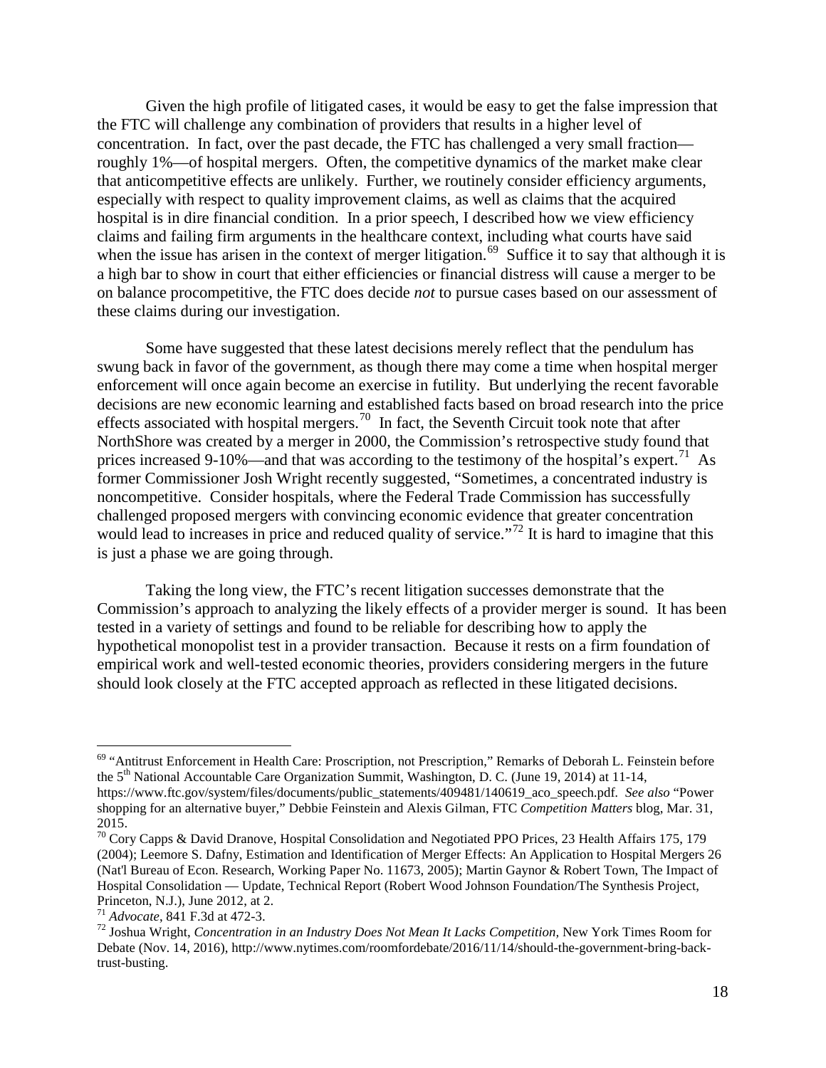Given the high profile of litigated cases, it would be easy to get the false impression that the FTC will challenge any combination of providers that results in a higher level of concentration. In fact, over the past decade, the FTC has challenged a very small fraction—roughly 1%—of hospital mergers. Often, the competitive dynamics of the market make clear that anticompetitive effects are unlikely. Further, we routinely consider efficiency arguments, especially with respect to quality improvement claims, as well as claims that the acquired hospital is in dire financial condition. In a prior speech, I described how we view efficiency claims and failing firm arguments in the healthcare context, including what courts have said when the issue has arisen in the context of merger litigation.[69] Suffice it to say that although it is a high bar to show in court that either efficiencies or financial distress will cause a merger to be on balance procompetitive, the FTC does decide *not* to pursue cases based on our assessment of these claims during our investigation.

Some have suggested that these latest decisions merely reflect that the pendulum has swung back in favor of the government, as though there may come a time when hospital merger enforcement will once again become an exercise in futility. But underlying the recent favorable decisions are new economic learning and established facts based on broad research into the price effects associated with hospital mergers.[70] In fact, the Seventh Circuit took note that after NorthShore was created by a merger in 2000, the Commission's retrospective study found that prices increased 9-10%—and that was according to the testimony of the hospital's expert.[71] As former Commissioner Josh Wright recently suggested, "Sometimes, a concentrated industry is noncompetitive. Consider hospitals, where the Federal Trade Commission has successfully challenged proposed mergers with convincing economic evidence that greater concentration would lead to increases in price and reduced quality of service."[72] It is hard to imagine that this is just a phase we are going through.

Taking the long view, the FTC's recent litigation successes demonstrate that the Commission's approach to analyzing the likely effects of a provider merger is sound. It has been tested in a variety of settings and found to be reliable for describing how to apply the hypothetical monopolist test in a provider transaction. Because it rests on a firm foundation of empirical work and well-tested economic theories, providers considering mergers in the future should look closely at the FTC accepted approach as reflected in these litigated decisions.

---

[69] "Antitrust Enforcement in Health Care: Proscription, not Prescription," Remarks of Deborah L. Feinstein before the 5th National Accountable Care Organization Summit, Washington, D. C. (June 19, 2014) at 11-14, https://www.ftc.gov/system/files/documents/public_statements/409481/140619_aco_speech.pdf. *See also* "Power shopping for an alternative buyer," Debbie Feinstein and Alexis Gilman, FTC *Competition Matters* blog, Mar. 31, 2015.

[70] Cory Capps & David Dranove, Hospital Consolidation and Negotiated PPO Prices, 23 Health Affairs 175, 179 (2004); Leemore S. Dafny, Estimation and Identification of Merger Effects: An Application to Hospital Mergers 26 (Nat'l Bureau of Econ. Research, Working Paper No. 11673, 2005); Martin Gaynor & Robert Town, The Impact of Hospital Consolidation — Update, Technical Report (Robert Wood Johnson Foundation/The Synthesis Project, Princeton, N.J.), June 2012, at 2.

[71] *Advocate*, 841 F.3d at 472-3.

[72] Joshua Wright, *Concentration in an Industry Does Not Mean It Lacks Competition*, New York Times Room for Debate (Nov. 14, 2016), http://www.nytimes.com/roomfordebate/2016/11/14/should-the-government-bring-back-trust-busting.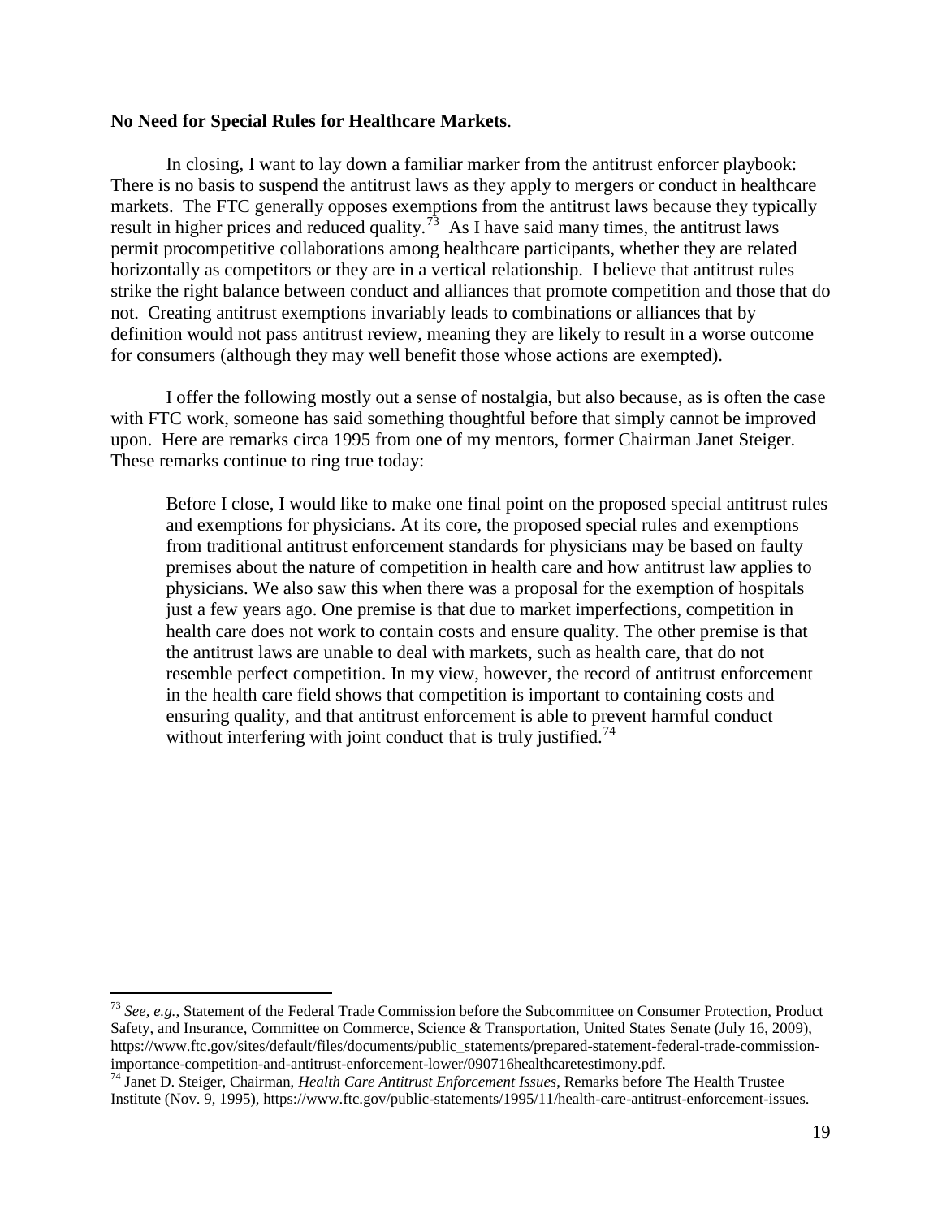**No Need for Special Rules for Healthcare Markets**.

In closing, I want to lay down a familiar marker from the antitrust enforcer playbook: There is no basis to suspend the antitrust laws as they apply to mergers or conduct in healthcare markets. The FTC generally opposes exemptions from the antitrust laws because they typically result in higher prices and reduced quality.[73] As I have said many times, the antitrust laws permit procompetitive collaborations among healthcare participants, whether they are related horizontally as competitors or they are in a vertical relationship. I believe that antitrust rules strike the right balance between conduct and alliances that promote competition and those that do not. Creating antitrust exemptions invariably leads to combinations or alliances that by definition would not pass antitrust review, meaning they are likely to result in a worse outcome for consumers (although they may well benefit those whose actions are exempted).

I offer the following mostly out a sense of nostalgia, but also because, as is often the case with FTC work, someone has said something thoughtful before that simply cannot be improved upon. Here are remarks circa 1995 from one of my mentors, former Chairman Janet Steiger. These remarks continue to ring true today:

> Before I close, I would like to make one final point on the proposed special antitrust rules and exemptions for physicians. At its core, the proposed special rules and exemptions from traditional antitrust enforcement standards for physicians may be based on faulty premises about the nature of competition in health care and how antitrust law applies to physicians. We also saw this when there was a proposal for the exemption of hospitals just a few years ago. One premise is that due to market imperfections, competition in health care does not work to contain costs and ensure quality. The other premise is that the antitrust laws are unable to deal with markets, such as health care, that do not resemble perfect competition. In my view, however, the record of antitrust enforcement in the health care field shows that competition is important to containing costs and ensuring quality, and that antitrust enforcement is able to prevent harmful conduct without interfering with joint conduct that is truly justified.[74]

---

[73] *See, e.g.*, Statement of the Federal Trade Commission before the Subcommittee on Consumer Protection, Product Safety, and Insurance, Committee on Commerce, Science & Transportation, United States Senate (July 16, 2009), https://www.ftc.gov/sites/default/files/documents/public_statements/prepared-statement-federal-trade-commission-importance-competition-and-antitrust-enforcement-lower/090716healthcaretestimony.pdf.

[74] Janet D. Steiger, Chairman, *Health Care Antitrust Enforcement Issues*, Remarks before The Health Trustee Institute (Nov. 9, 1995), https://www.ftc.gov/public-statements/1995/11/health-care-antitrust-enforcement-issues.